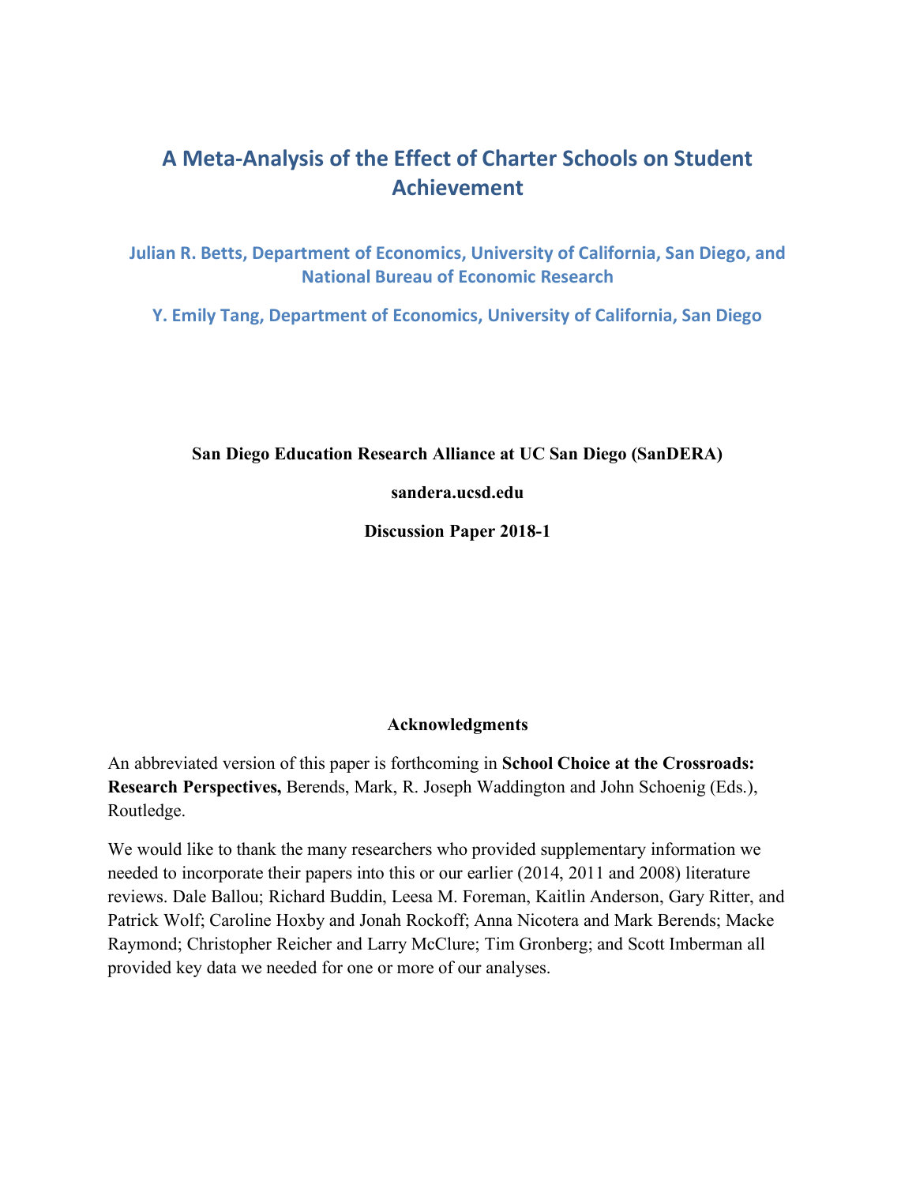# A Meta-Analysis of the Effect of Charter Schools on Student Achievement

**Julian R. Betts, Department of Economics, University of California, San Diego, and National Bureau of Economic Research**

**Y. Emily Tang, Department of Economics, University of California, San Diego**

**San Diego Education Research Alliance at UC San Diego (SanDERA)**

**sandera.ucsd.edu**

**Discussion Paper 2018-1**

**Acknowledgments**

An abbreviated version of this paper is forthcoming in **School Choice at the Crossroads: Research Perspectives,** Berends, Mark, R. Joseph Waddington and John Schoenig (Eds.), Routledge.

We would like to thank the many researchers who provided supplementary information we needed to incorporate their papers into this or our earlier (2014, 2011 and 2008) literature reviews. Dale Ballou; Richard Buddin, Leesa M. Foreman, Kaitlin Anderson, Gary Ritter, and Patrick Wolf; Caroline Hoxby and Jonah Rockoff; Anna Nicotera and Mark Berends; Macke Raymond; Christopher Reicher and Larry McClure; Tim Gronberg; and Scott Imberman all provided key data we needed for one or more of our analyses.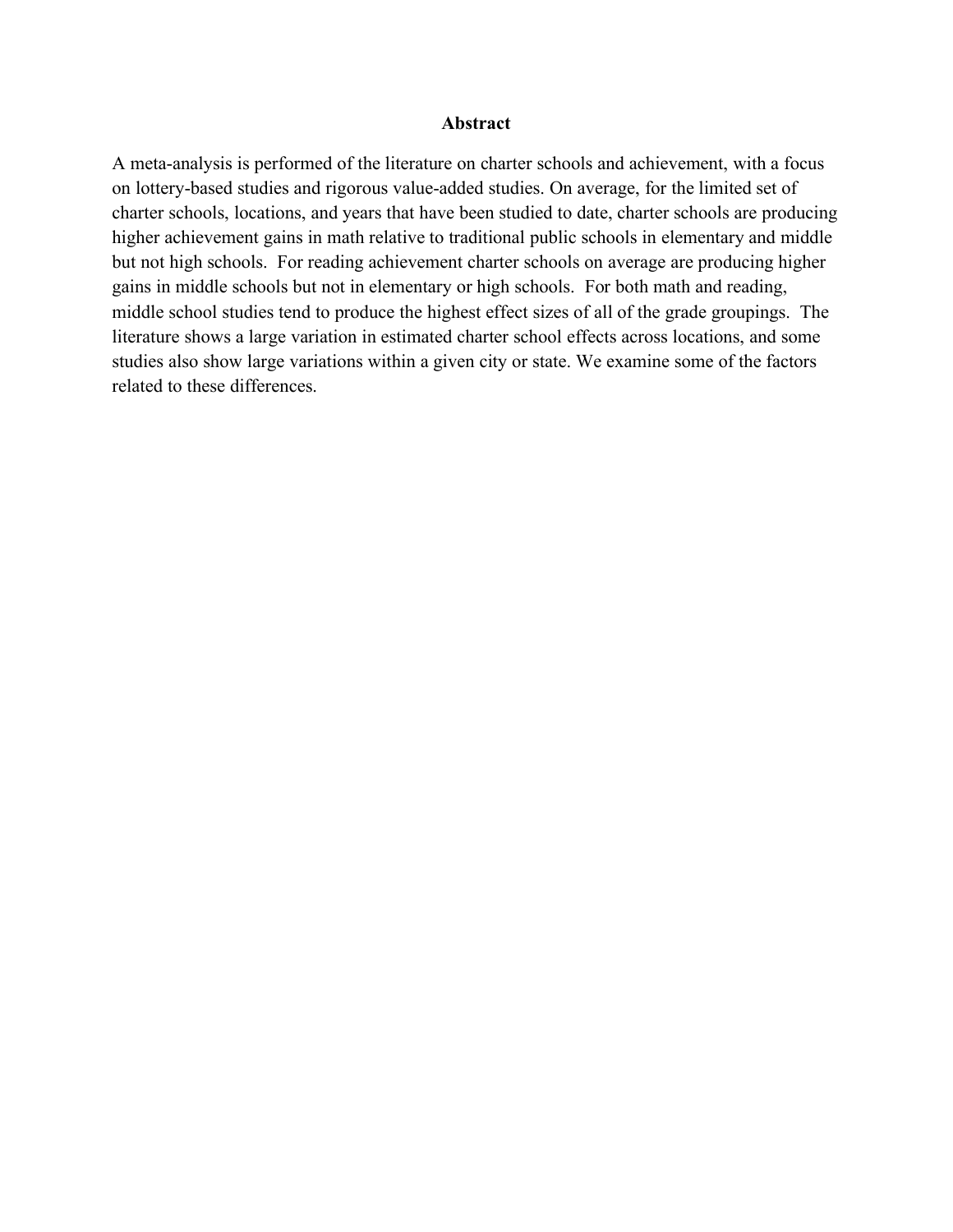## Abstract

A meta-analysis is performed of the literature on charter schools and achievement, with a focus on lottery-based studies and rigorous value-added studies. On average, for the limited set of charter schools, locations, and years that have been studied to date, charter schools are producing higher achievement gains in math relative to traditional public schools in elementary and middle but not high schools. For reading achievement charter schools on average are producing higher gains in middle schools but not in elementary or high schools. For both math and reading, middle school studies tend to produce the highest effect sizes of all of the grade groupings. The literature shows a large variation in estimated charter school effects across locations, and some studies also show large variations within a given city or state. We examine some of the factors related to these differences.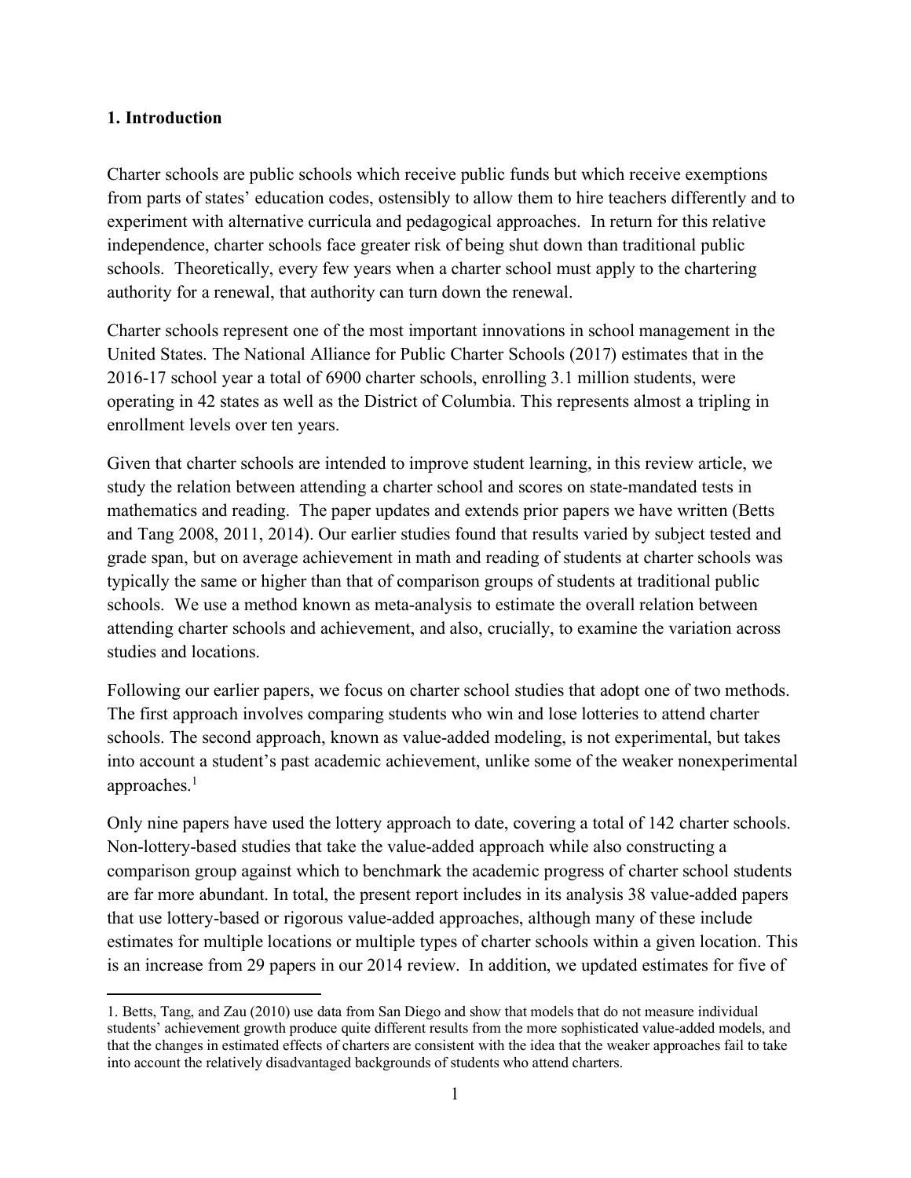## 1. Introduction

Charter schools are public schools which receive public funds but which receive exemptions from parts of states' education codes, ostensibly to allow them to hire teachers differently and to experiment with alternative curricula and pedagogical approaches. In return for this relative independence, charter schools face greater risk of being shut down than traditional public schools. Theoretically, every few years when a charter school must apply to the chartering authority for a renewal, that authority can turn down the renewal.

Charter schools represent one of the most important innovations in school management in the United States. The National Alliance for Public Charter Schools (2017) estimates that in the 2016-17 school year a total of 6900 charter schools, enrolling 3.1 million students, were operating in 42 states as well as the District of Columbia. This represents almost a tripling in enrollment levels over ten years.

Given that charter schools are intended to improve student learning, in this review article, we study the relation between attending a charter school and scores on state-mandated tests in mathematics and reading. The paper updates and extends prior papers we have written (Betts and Tang 2008, 2011, 2014). Our earlier studies found that results varied by subject tested and grade span, but on average achievement in math and reading of students at charter schools was typically the same or higher than that of comparison groups of students at traditional public schools. We use a method known as meta-analysis to estimate the overall relation between attending charter schools and achievement, and also, crucially, to examine the variation across studies and locations.

Following our earlier papers, we focus on charter school studies that adopt one of two methods. The first approach involves comparing students who win and lose lotteries to attend charter schools. The second approach, known as value-added modeling, is not experimental, but takes into account a student's past academic achievement, unlike some of the weaker nonexperimental approaches.[1]

Only nine papers have used the lottery approach to date, covering a total of 142 charter schools. Non-lottery-based studies that take the value-added approach while also constructing a comparison group against which to benchmark the academic progress of charter school students are far more abundant. In total, the present report includes in its analysis 38 value-added papers that use lottery-based or rigorous value-added approaches, although many of these include estimates for multiple locations or multiple types of charter schools within a given location. This is an increase from 29 papers in our 2014 review. In addition, we updated estimates for five of

1. Betts, Tang, and Zau (2010) use data from San Diego and show that models that do not measure individual students' achievement growth produce quite different results from the more sophisticated value-added models, and that the changes in estimated effects of charters are consistent with the idea that the weaker approaches fail to take into account the relatively disadvantaged backgrounds of students who attend charters.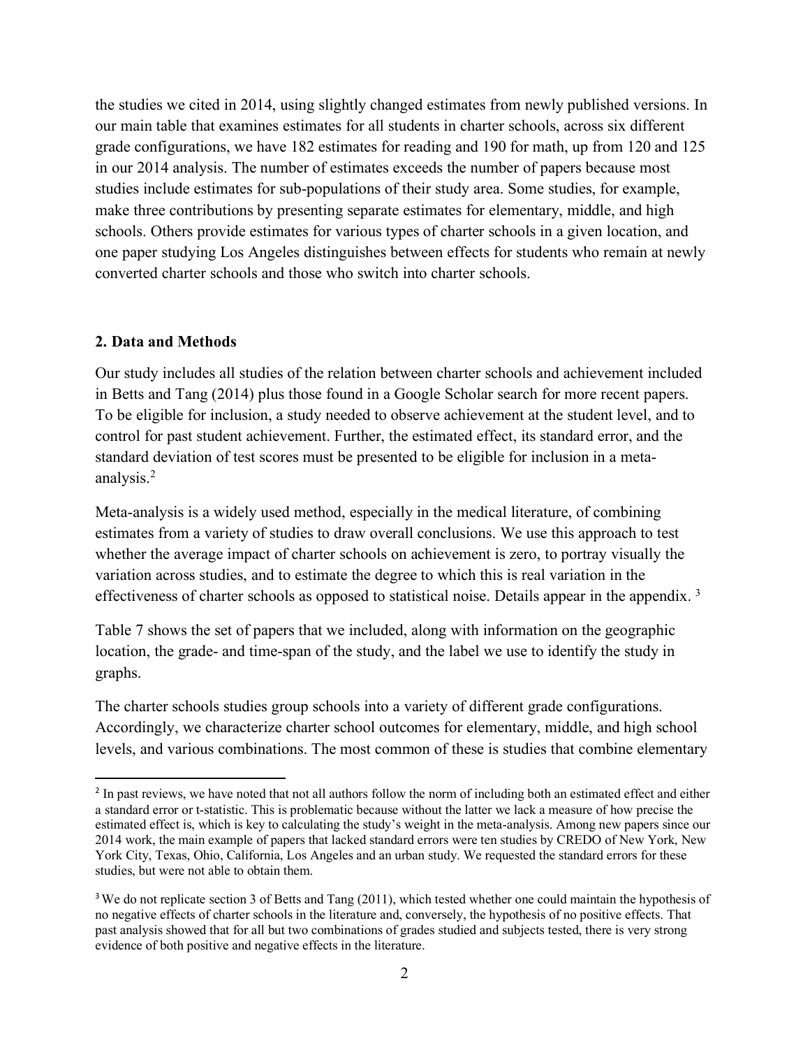the studies we cited in 2014, using slightly changed estimates from newly published versions. In our main table that examines estimates for all students in charter schools, across six different grade configurations, we have 182 estimates for reading and 190 for math, up from 120 and 125 in our 2014 analysis. The number of estimates exceeds the number of papers because most studies include estimates for sub-populations of their study area. Some studies, for example, make three contributions by presenting separate estimates for elementary, middle, and high schools. Others provide estimates for various types of charter schools in a given location, and one paper studying Los Angeles distinguishes between effects for students who remain at newly converted charter schools and those who switch into charter schools.

## 2. Data and Methods

Our study includes all studies of the relation between charter schools and achievement included in Betts and Tang (2014) plus those found in a Google Scholar search for more recent papers. To be eligible for inclusion, a study needed to observe achievement at the student level, and to control for past student achievement. Further, the estimated effect, its standard error, and the standard deviation of test scores must be presented to be eligible for inclusion in a meta-analysis.[2]

Meta-analysis is a widely used method, especially in the medical literature, of combining estimates from a variety of studies to draw overall conclusions. We use this approach to test whether the average impact of charter schools on achievement is zero, to portray visually the variation across studies, and to estimate the degree to which this is real variation in the effectiveness of charter schools as opposed to statistical noise. Details appear in the appendix.[3]

Table 7 shows the set of papers that we included, along with information on the geographic location, the grade- and time-span of the study, and the label we use to identify the study in graphs.

The charter schools studies group schools into a variety of different grade configurations. Accordingly, we characterize charter school outcomes for elementary, middle, and high school levels, and various combinations. The most common of these is studies that combine elementary

---

[2] In past reviews, we have noted that not all authors follow the norm of including both an estimated effect and either a standard error or t-statistic. This is problematic because without the latter we lack a measure of how precise the estimated effect is, which is key to calculating the study's weight in the meta-analysis. Among new papers since our 2014 work, the main example of papers that lacked standard errors were ten studies by CREDO of New York, New York City, Texas, Ohio, California, Los Angeles and an urban study. We requested the standard errors for these studies, but were not able to obtain them.

[3] We do not replicate section 3 of Betts and Tang (2011), which tested whether one could maintain the hypothesis of no negative effects of charter schools in the literature and, conversely, the hypothesis of no positive effects. That past analysis showed that for all but two combinations of grades studied and subjects tested, there is very strong evidence of both positive and negative effects in the literature.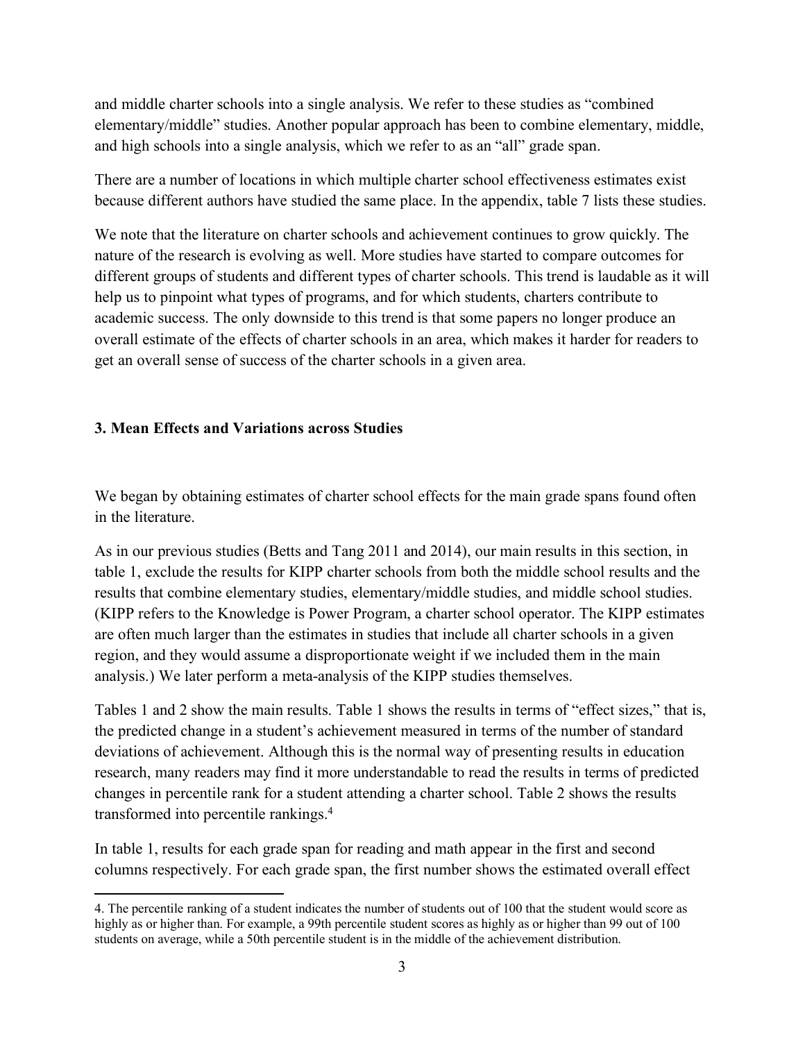and middle charter schools into a single analysis. We refer to these studies as "combined elementary/middle" studies. Another popular approach has been to combine elementary, middle, and high schools into a single analysis, which we refer to as an "all" grade span.

There are a number of locations in which multiple charter school effectiveness estimates exist because different authors have studied the same place. In the appendix, table 7 lists these studies.

We note that the literature on charter schools and achievement continues to grow quickly. The nature of the research is evolving as well. More studies have started to compare outcomes for different groups of students and different types of charter schools. This trend is laudable as it will help us to pinpoint what types of programs, and for which students, charters contribute to academic success. The only downside to this trend is that some papers no longer produce an overall estimate of the effects of charter schools in an area, which makes it harder for readers to get an overall sense of success of the charter schools in a given area.

### 3. Mean Effects and Variations across Studies

We began by obtaining estimates of charter school effects for the main grade spans found often in the literature.

As in our previous studies (Betts and Tang 2011 and 2014), our main results in this section, in table 1, exclude the results for KIPP charter schools from both the middle school results and the results that combine elementary studies, elementary/middle studies, and middle school studies. (KIPP refers to the Knowledge is Power Program, a charter school operator. The KIPP estimates are often much larger than the estimates in studies that include all charter schools in a given region, and they would assume a disproportionate weight if we included them in the main analysis.) We later perform a meta-analysis of the KIPP studies themselves.

Tables 1 and 2 show the main results. Table 1 shows the results in terms of "effect sizes," that is, the predicted change in a student's achievement measured in terms of the number of standard deviations of achievement. Although this is the normal way of presenting results in education research, many readers may find it more understandable to read the results in terms of predicted changes in percentile rank for a student attending a charter school. Table 2 shows the results transformed into percentile rankings.[4]

In table 1, results for each grade span for reading and math appear in the first and second columns respectively. For each grade span, the first number shows the estimated overall effect

4. The percentile ranking of a student indicates the number of students out of 100 that the student would score as highly as or higher than. For example, a 99th percentile student scores as highly as or higher than 99 out of 100 students on average, while a 50th percentile student is in the middle of the achievement distribution.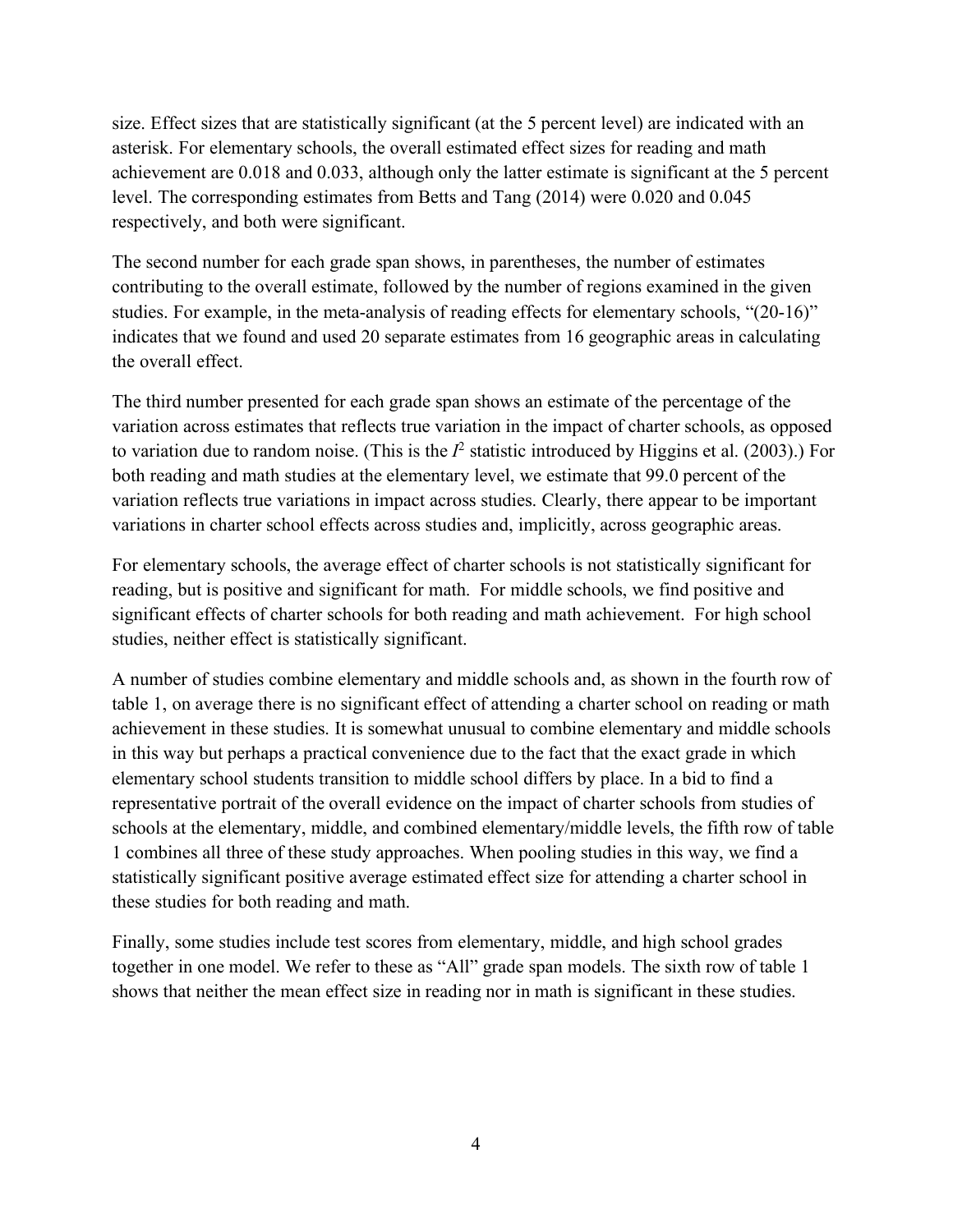size. Effect sizes that are statistically significant (at the 5 percent level) are indicated with an asterisk. For elementary schools, the overall estimated effect sizes for reading and math achievement are 0.018 and 0.033, although only the latter estimate is significant at the 5 percent level. The corresponding estimates from Betts and Tang (2014) were 0.020 and 0.045 respectively, and both were significant.

The second number for each grade span shows, in parentheses, the number of estimates contributing to the overall estimate, followed by the number of regions examined in the given studies. For example, in the meta-analysis of reading effects for elementary schools, "(20-16)" indicates that we found and used 20 separate estimates from 16 geographic areas in calculating the overall effect.

The third number presented for each grade span shows an estimate of the percentage of the variation across estimates that reflects true variation in the impact of charter schools, as opposed to variation due to random noise. (This is the $I^2$ statistic introduced by Higgins et al. (2003).) For both reading and math studies at the elementary level, we estimate that 99.0 percent of the variation reflects true variations in impact across studies. Clearly, there appear to be important variations in charter school effects across studies and, implicitly, across geographic areas.

For elementary schools, the average effect of charter schools is not statistically significant for reading, but is positive and significant for math. For middle schools, we find positive and significant effects of charter schools for both reading and math achievement. For high school studies, neither effect is statistically significant.

A number of studies combine elementary and middle schools and, as shown in the fourth row of table 1, on average there is no significant effect of attending a charter school on reading or math achievement in these studies. It is somewhat unusual to combine elementary and middle schools in this way but perhaps a practical convenience due to the fact that the exact grade in which elementary school students transition to middle school differs by place. In a bid to find a representative portrait of the overall evidence on the impact of charter schools from studies of schools at the elementary, middle, and combined elementary/middle levels, the fifth row of table 1 combines all three of these study approaches. When pooling studies in this way, we find a statistically significant positive average estimated effect size for attending a charter school in these studies for both reading and math.

Finally, some studies include test scores from elementary, middle, and high school grades together in one model. We refer to these as "All" grade span models. The sixth row of table 1 shows that neither the mean effect size in reading nor in math is significant in these studies.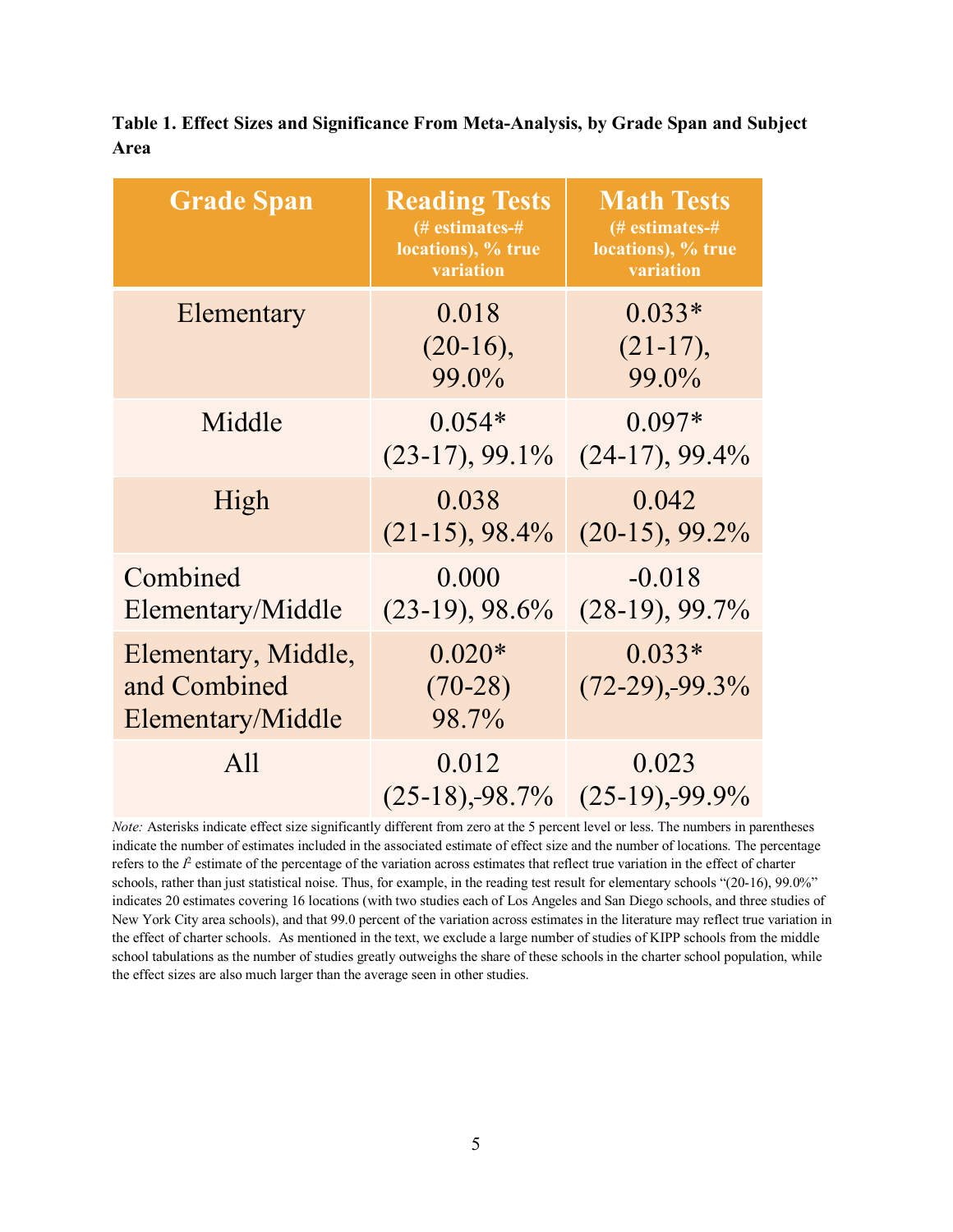**Table 1. Effect Sizes and Significance From Meta-Analysis, by Grade Span and Subject Area**

| Grade Span | Reading Tests (# estimates-# locations), % true variation | Math Tests (# estimates-# locations), % true variation |
|---|---|---|
| Elementary | 0.018 (20-16), 99.0% | 0.033* (21-17), 99.0% |
| Middle | 0.054* (23-17), 99.1% | 0.097* (24-17), 99.4% |
| High | 0.038 (21-15), 98.4% | 0.042 (20-15), 99.2% |
| Combined Elementary/Middle | 0.000 (23-19), 98.6% | -0.018 (28-19), 99.7% |
| Elementary, Middle, and Combined Elementary/Middle | 0.020* (70-28) 98.7% | 0.033* (72-29),-99.3% |
| All | 0.012 (25-18),-98.7% | 0.023 (25-19),-99.9% |

*Note:* Asterisks indicate effect size significantly different from zero at the 5 percent level or less. The numbers in parentheses indicate the number of estimates included in the associated estimate of effect size and the number of locations. The percentage refers to the $I^2$ estimate of the percentage of the variation across estimates that reflect true variation in the effect of charter schools, rather than just statistical noise. Thus, for example, in the reading test result for elementary schools "(20-16), 99.0%" indicates 20 estimates covering 16 locations (with two studies each of Los Angeles and San Diego schools, and three studies of New York City area schools), and that 99.0 percent of the variation across estimates in the literature may reflect true variation in the effect of charter schools. As mentioned in the text, we exclude a large number of studies of KIPP schools from the middle school tabulations as the number of studies greatly outweighs the share of these schools in the charter school population, while the effect sizes are also much larger than the average seen in other studies.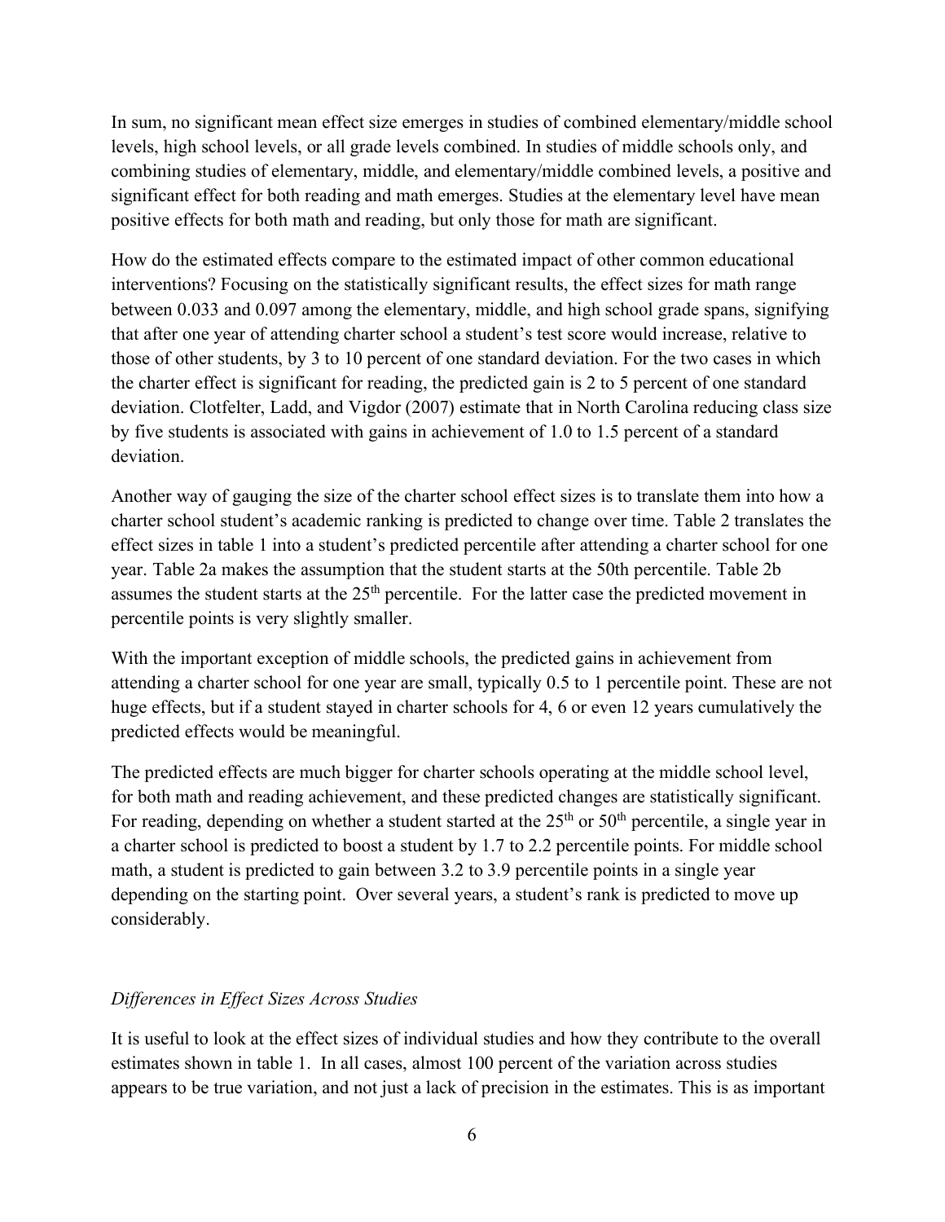In sum, no significant mean effect size emerges in studies of combined elementary/middle school levels, high school levels, or all grade levels combined. In studies of middle schools only, and combining studies of elementary, middle, and elementary/middle combined levels, a positive and significant effect for both reading and math emerges. Studies at the elementary level have mean positive effects for both math and reading, but only those for math are significant.

How do the estimated effects compare to the estimated impact of other common educational interventions? Focusing on the statistically significant results, the effect sizes for math range between 0.033 and 0.097 among the elementary, middle, and high school grade spans, signifying that after one year of attending charter school a student's test score would increase, relative to those of other students, by 3 to 10 percent of one standard deviation. For the two cases in which the charter effect is significant for reading, the predicted gain is 2 to 5 percent of one standard deviation. Clotfelter, Ladd, and Vigdor (2007) estimate that in North Carolina reducing class size by five students is associated with gains in achievement of 1.0 to 1.5 percent of a standard deviation.

Another way of gauging the size of the charter school effect sizes is to translate them into how a charter school student's academic ranking is predicted to change over time. Table 2 translates the effect sizes in table 1 into a student's predicted percentile after attending a charter school for one year. Table 2a makes the assumption that the student starts at the 50th percentile. Table 2b assumes the student starts at the 25th percentile. For the latter case the predicted movement in percentile points is very slightly smaller.

With the important exception of middle schools, the predicted gains in achievement from attending a charter school for one year are small, typically 0.5 to 1 percentile point. These are not huge effects, but if a student stayed in charter schools for 4, 6 or even 12 years cumulatively the predicted effects would be meaningful.

The predicted effects are much bigger for charter schools operating at the middle school level, for both math and reading achievement, and these predicted changes are statistically significant. For reading, depending on whether a student started at the 25th or 50th percentile, a single year in a charter school is predicted to boost a student by 1.7 to 2.2 percentile points. For middle school math, a student is predicted to gain between 3.2 to 3.9 percentile points in a single year depending on the starting point. Over several years, a student's rank is predicted to move up considerably.

### *Differences in Effect Sizes Across Studies*

It is useful to look at the effect sizes of individual studies and how they contribute to the overall estimates shown in table 1. In all cases, almost 100 percent of the variation across studies appears to be true variation, and not just a lack of precision in the estimates. This is as important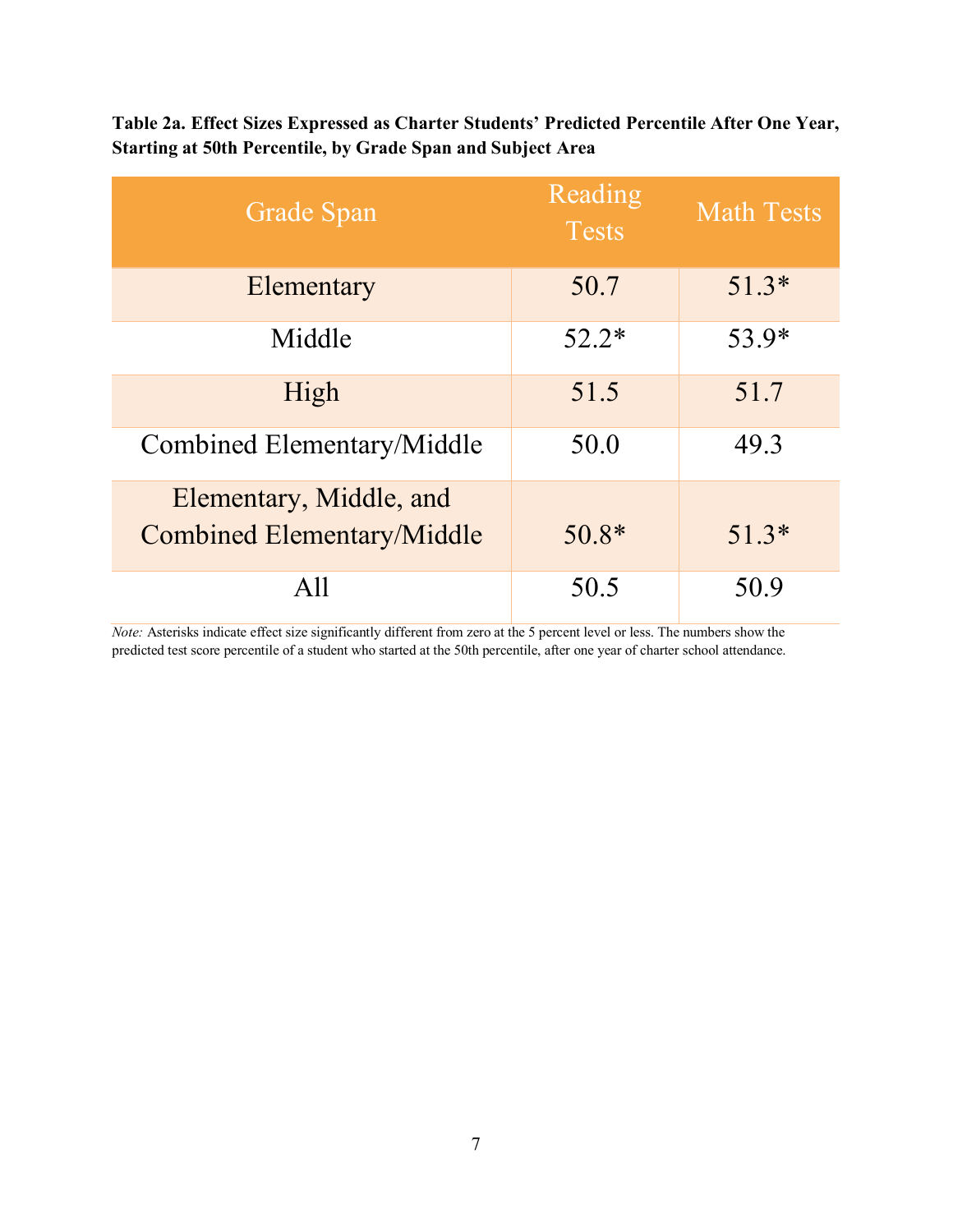**Table 2a. Effect Sizes Expressed as Charter Students' Predicted Percentile After One Year, Starting at 50th Percentile, by Grade Span and Subject Area**

| Grade Span | Reading Tests | Math Tests |
|---|---|---|
| Elementary | 50.7 | 51.3* |
| Middle | 52.2* | 53.9* |
| High | 51.5 | 51.7 |
| Combined Elementary/Middle | 50.0 | 49.3 |
| Elementary, Middle, and Combined Elementary/Middle | 50.8* | 51.3* |
| All | 50.5 | 50.9 |

*Note:* Asterisks indicate effect size significantly different from zero at the 5 percent level or less. The numbers show the predicted test score percentile of a student who started at the 50th percentile, after one year of charter school attendance.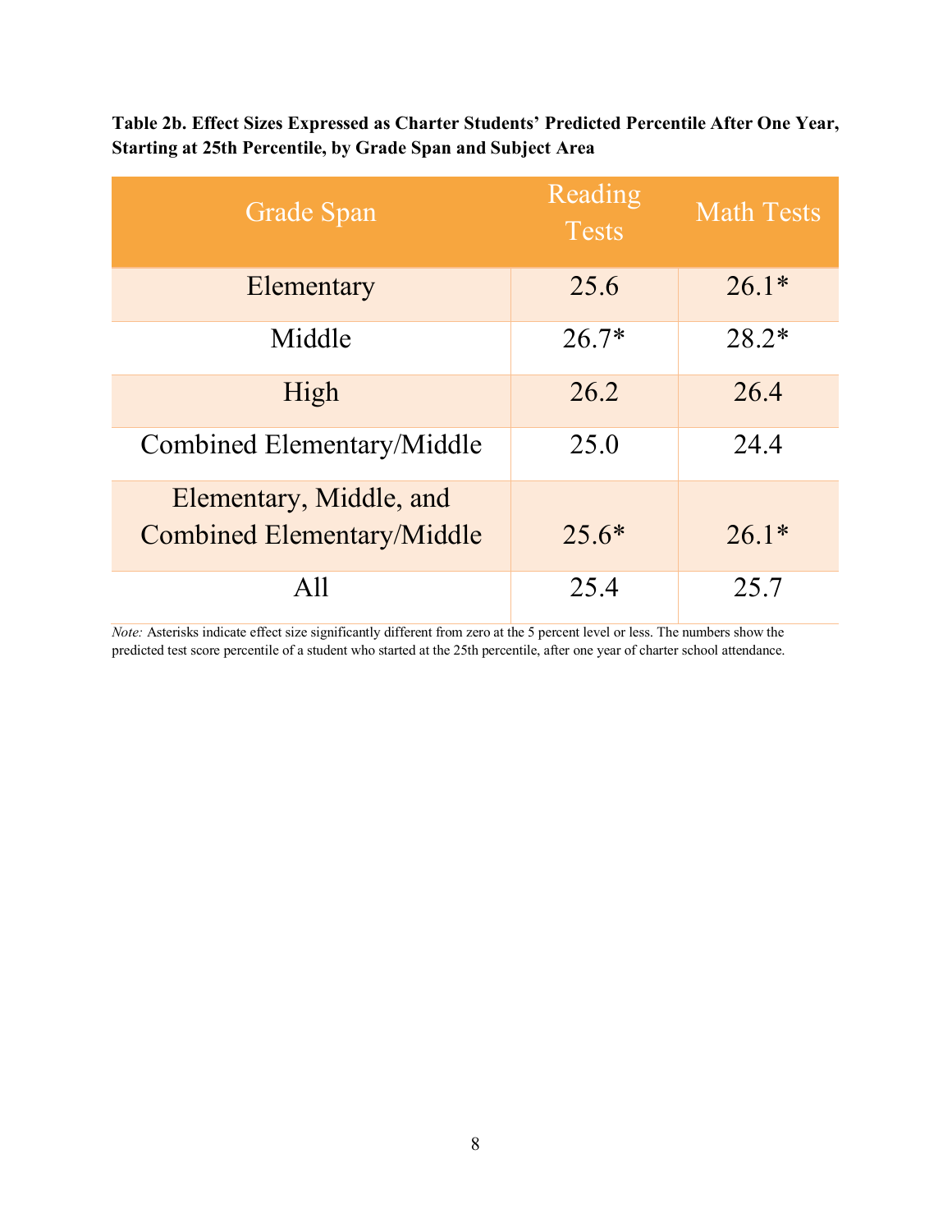**Table 2b. Effect Sizes Expressed as Charter Students' Predicted Percentile After One Year, Starting at 25th Percentile, by Grade Span and Subject Area**

| Grade Span | Reading Tests | Math Tests |
|---|---|---|
| Elementary | 25.6 | 26.1* |
| Middle | 26.7* | 28.2* |
| High | 26.2 | 26.4 |
| Combined Elementary/Middle | 25.0 | 24.4 |
| Elementary, Middle, and Combined Elementary/Middle | 25.6* | 26.1* |
| All | 25.4 | 25.7 |

*Note:* Asterisks indicate effect size significantly different from zero at the 5 percent level or less. The numbers show the predicted test score percentile of a student who started at the 25th percentile, after one year of charter school attendance.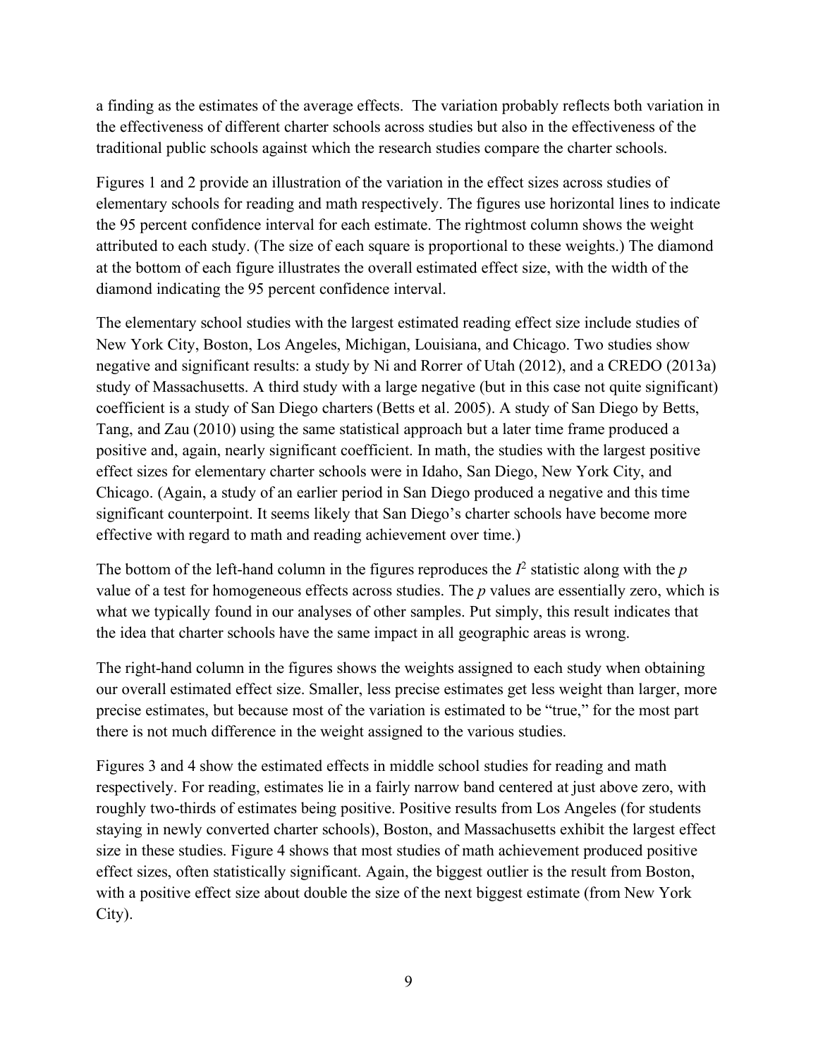a finding as the estimates of the average effects. The variation probably reflects both variation in the effectiveness of different charter schools across studies but also in the effectiveness of the traditional public schools against which the research studies compare the charter schools.

Figures 1 and 2 provide an illustration of the variation in the effect sizes across studies of elementary schools for reading and math respectively. The figures use horizontal lines to indicate the 95 percent confidence interval for each estimate. The rightmost column shows the weight attributed to each study. (The size of each square is proportional to these weights.) The diamond at the bottom of each figure illustrates the overall estimated effect size, with the width of the diamond indicating the 95 percent confidence interval.

The elementary school studies with the largest estimated reading effect size include studies of New York City, Boston, Los Angeles, Michigan, Louisiana, and Chicago. Two studies show negative and significant results: a study by Ni and Rorrer of Utah (2012), and a CREDO (2013a) study of Massachusetts. A third study with a large negative (but in this case not quite significant) coefficient is a study of San Diego charters (Betts et al. 2005). A study of San Diego by Betts, Tang, and Zau (2010) using the same statistical approach but a later time frame produced a positive and, again, nearly significant coefficient. In math, the studies with the largest positive effect sizes for elementary charter schools were in Idaho, San Diego, New York City, and Chicago. (Again, a study of an earlier period in San Diego produced a negative and this time significant counterpoint. It seems likely that San Diego's charter schools have become more effective with regard to math and reading achievement over time.)

The bottom of the left-hand column in the figures reproduces the $I^2$ statistic along with the $p$ value of a test for homogeneous effects across studies. The $p$ values are essentially zero, which is what we typically found in our analyses of other samples. Put simply, this result indicates that the idea that charter schools have the same impact in all geographic areas is wrong.

The right-hand column in the figures shows the weights assigned to each study when obtaining our overall estimated effect size. Smaller, less precise estimates get less weight than larger, more precise estimates, but because most of the variation is estimated to be "true," for the most part there is not much difference in the weight assigned to the various studies.

Figures 3 and 4 show the estimated effects in middle school studies for reading and math respectively. For reading, estimates lie in a fairly narrow band centered at just above zero, with roughly two-thirds of estimates being positive. Positive results from Los Angeles (for students staying in newly converted charter schools), Boston, and Massachusetts exhibit the largest effect size in these studies. Figure 4 shows that most studies of math achievement produced positive effect sizes, often statistically significant. Again, the biggest outlier is the result from Boston, with a positive effect size about double the size of the next biggest estimate (from New York City).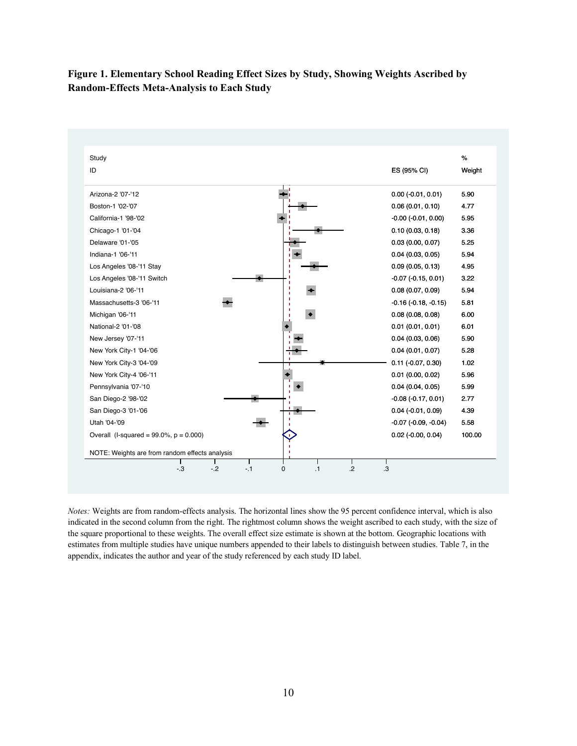**Figure 1. Elementary School Reading Effect Sizes by Study, Showing Weights Ascribed by Random-Effects Meta-Analysis to Each Study**

| Study ID | ES (95% CI) | % Weight |
|---|---|---|
| Arizona-2 '07-'12 | 0.00 (-0.01, 0.01) | 5.90 |
| Boston-1 '02-'07 | 0.06 (0.01, 0.10) | 4.77 |
| California-1 '98-'02 | -0.00 (-0.01, 0.00) | 5.95 |
| Chicago-1 '01-'04 | 0.10 (0.03, 0.18) | 3.36 |
| Delaware '01-'05 | 0.03 (0.00, 0.07) | 5.25 |
| Indiana-1 '06-'11 | 0.04 (0.03, 0.05) | 5.94 |
| Los Angeles '08-'11 Stay | 0.09 (0.05, 0.13) | 4.95 |
| Los Angeles '08-'11 Switch | -0.07 (-0.15, 0.01) | 3.22 |
| Louisiana-2 '06-'11 | 0.08 (0.07, 0.09) | 5.94 |
| Massachusetts-3 '06-'11 | -0.16 (-0.18, -0.15) | 5.81 |
| Michigan '06-'11 | 0.08 (0.08, 0.08) | 6.00 |
| National-2 '01-'08 | 0.01 (0.01, 0.01) | 6.01 |
| New Jersey '07-'11 | 0.04 (0.03, 0.06) | 5.90 |
| New York City-1 '04-'06 | 0.04 (0.01, 0.07) | 5.28 |
| New York City-3 '04-'09 | 0.11 (-0.07, 0.30) | 1.02 |
| New York City-4 '06-'11 | 0.01 (0.00, 0.02) | 5.96 |
| Pennsylvania '07-'10 | 0.04 (0.04, 0.05) | 5.99 |
| San Diego-2 '98-'02 | -0.08 (-0.17, 0.01) | 2.77 |
| San Diego-3 '01-'06 | 0.04 (-0.01, 0.09) | 4.39 |
| Utah '04-'09 | -0.07 (-0.09, -0.04) | 5.58 |
| Overall (I-squared = 99.0%, p = 0.000) | 0.02 (-0.00, 0.04) | 100.00 |

NOTE: Weights are from random effects analysis

*Notes:* Weights are from random-effects analysis. The horizontal lines show the 95 percent confidence interval, which is also indicated in the second column from the right. The rightmost column shows the weight ascribed to each study, with the size of the square proportional to these weights. The overall effect size estimate is shown at the bottom. Geographic locations with estimates from multiple studies have unique numbers appended to their labels to distinguish between studies. Table 7, in the appendix, indicates the author and year of the study referenced by each study ID label.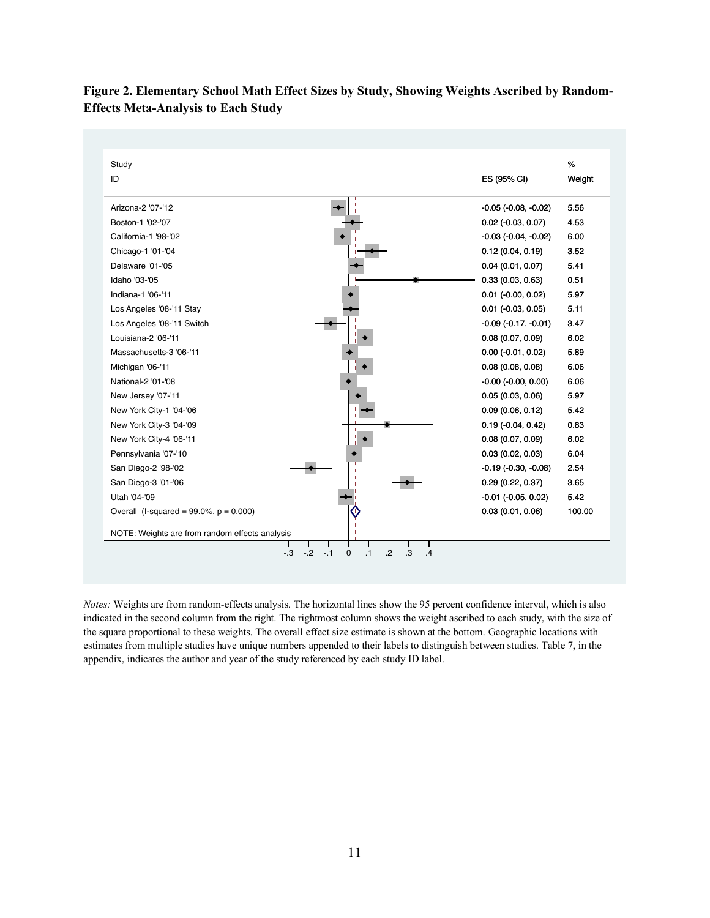**Figure 2. Elementary School Math Effect Sizes by Study, Showing Weights Ascribed by Random-Effects Meta-Analysis to Each Study**

| Study ID | ES (95% CI) | % Weight |
|---|---|---|
| Arizona-2 '07-'12 | -0.05 (-0.08, -0.02) | 5.56 |
| Boston-1 '02-'07 | 0.02 (-0.03, 0.07) | 4.53 |
| California-1 '98-'02 | -0.03 (-0.04, -0.02) | 6.00 |
| Chicago-1 '01-'04 | 0.12 (0.04, 0.19) | 3.52 |
| Delaware '01-'05 | 0.04 (0.01, 0.07) | 5.41 |
| Idaho '03-'05 | 0.33 (0.03, 0.63) | 0.51 |
| Indiana-1 '06-'11 | 0.01 (-0.00, 0.02) | 5.97 |
| Los Angeles '08-'11 Stay | 0.01 (-0.03, 0.05) | 5.11 |
| Los Angeles '08-'11 Switch | -0.09 (-0.17, -0.01) | 3.47 |
| Louisiana-2 '06-'11 | 0.08 (0.07, 0.09) | 6.02 |
| Massachusetts-3 '06-'11 | 0.00 (-0.01, 0.02) | 5.89 |
| Michigan '06-'11 | 0.08 (0.08, 0.08) | 6.06 |
| National-2 '01-'08 | -0.00 (-0.00, 0.00) | 6.06 |
| New Jersey '07-'11 | 0.05 (0.03, 0.06) | 5.97 |
| New York City-1 '04-'06 | 0.09 (0.06, 0.12) | 5.42 |
| New York City-3 '04-'09 | 0.19 (-0.04, 0.42) | 0.83 |
| New York City-4 '06-'11 | 0.08 (0.07, 0.09) | 6.02 |
| Pennsylvania '07-'10 | 0.03 (0.02, 0.03) | 6.04 |
| San Diego-2 '98-'02 | -0.19 (-0.30, -0.08) | 2.54 |
| San Diego-3 '01-'06 | 0.29 (0.22, 0.37) | 3.65 |
| Utah '04-'09 | -0.01 (-0.05, 0.02) | 5.42 |
| Overall (I-squared = 99.0%, p = 0.000) | 0.03 (0.01, 0.06) | 100.00 |

NOTE: Weights are from random effects analysis

*Notes:* Weights are from random-effects analysis. The horizontal lines show the 95 percent confidence interval, which is also indicated in the second column from the right. The rightmost column shows the weight ascribed to each study, with the size of the square proportional to these weights. The overall effect size estimate is shown at the bottom. Geographic locations with estimates from multiple studies have unique numbers appended to their labels to distinguish between studies. Table 7, in the appendix, indicates the author and year of the study referenced by each study ID label.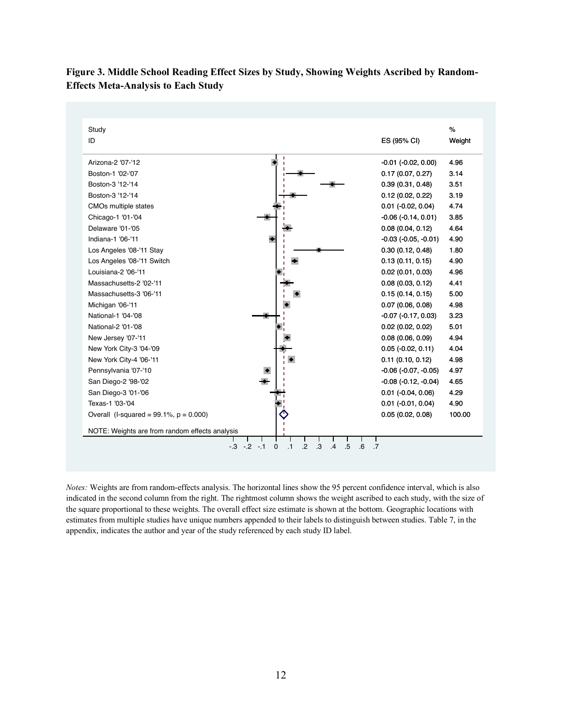**Figure 3. Middle School Reading Effect Sizes by Study, Showing Weights Ascribed by Random-Effects Meta-Analysis to Each Study**

| Study ID | ES (95% CI) | % Weight |
|---|---|---|
| Arizona-2 '07-'12 | -0.01 (-0.02, 0.00) | 4.96 |
| Boston-1 '02-'07 | 0.17 (0.07, 0.27) | 3.14 |
| Boston-3 '12-'14 | 0.39 (0.31, 0.48) | 3.51 |
| Boston-3 '12-'14 | 0.12 (0.02, 0.22) | 3.19 |
| CMOs multiple states | 0.01 (-0.02, 0.04) | 4.74 |
| Chicago-1 '01-'04 | -0.06 (-0.14, 0.01) | 3.85 |
| Delaware '01-'05 | 0.08 (0.04, 0.12) | 4.64 |
| Indiana-1 '06-'11 | -0.03 (-0.05, -0.01) | 4.90 |
| Los Angeles '08-'11 Stay | 0.30 (0.12, 0.48) | 1.80 |
| Los Angeles '08-'11 Switch | 0.13 (0.11, 0.15) | 4.90 |
| Louisiana-2 '06-'11 | 0.02 (0.01, 0.03) | 4.96 |
| Massachusetts-2 '02-'11 | 0.08 (0.03, 0.12) | 4.41 |
| Massachusetts-3 '06-'11 | 0.15 (0.14, 0.15) | 5.00 |
| Michigan '06-'11 | 0.07 (0.06, 0.08) | 4.98 |
| National-1 '04-'08 | -0.07 (-0.17, 0.03) | 3.23 |
| National-2 '01-'08 | 0.02 (0.02, 0.02) | 5.01 |
| New Jersey '07-'11 | 0.08 (0.06, 0.09) | 4.94 |
| New York City-3 '04-'09 | 0.05 (-0.02, 0.11) | 4.04 |
| New York City-4 '06-'11 | 0.11 (0.10, 0.12) | 4.98 |
| Pennsylvania '07-'10 | -0.06 (-0.07, -0.05) | 4.97 |
| San Diego-2 '98-'02 | -0.08 (-0.12, -0.04) | 4.65 |
| San Diego-3 '01-'06 | 0.01 (-0.04, 0.06) | 4.29 |
| Texas-1 '03-'04 | 0.01 (-0.01, 0.04) | 4.90 |
| Overall (I-squared = 99.1%, p = 0.000) | 0.05 (0.02, 0.08) | 100.00 |

NOTE: Weights are from random effects analysis

*Notes:* Weights are from random-effects analysis. The horizontal lines show the 95 percent confidence interval, which is also indicated in the second column from the right. The rightmost column shows the weight ascribed to each study, with the size of the square proportional to these weights. The overall effect size estimate is shown at the bottom. Geographic locations with estimates from multiple studies have unique numbers appended to their labels to distinguish between studies. Table 7, in the appendix, indicates the author and year of the study referenced by each study ID label.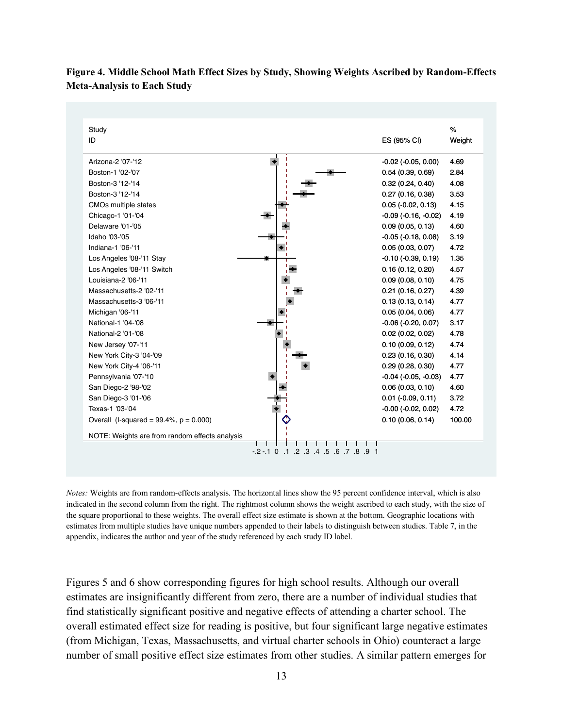**Figure 4. Middle School Math Effect Sizes by Study, Showing Weights Ascribed by Random-Effects Meta-Analysis to Each Study**

| Study ID | ES (95% CI) | % Weight |
|---|---|---|
| Arizona-2 '07-'12 | -0.02 (-0.05, 0.00) | 4.69 |
| Boston-1 '02-'07 | 0.54 (0.39, 0.69) | 2.84 |
| Boston-3 '12-'14 | 0.32 (0.24, 0.40) | 4.08 |
| Boston-3 '12-'14 | 0.27 (0.16, 0.38) | 3.53 |
| CMOs multiple states | 0.05 (-0.02, 0.13) | 4.15 |
| Chicago-1 '01-'04 | -0.09 (-0.16, -0.02) | 4.19 |
| Delaware '01-'05 | 0.09 (0.05, 0.13) | 4.60 |
| Idaho '03-'05 | -0.05 (-0.18, 0.08) | 3.19 |
| Indiana-1 '06-'11 | 0.05 (0.03, 0.07) | 4.72 |
| Los Angeles '08-'11 Stay | -0.10 (-0.39, 0.19) | 1.35 |
| Los Angeles '08-'11 Switch | 0.16 (0.12, 0.20) | 4.57 |
| Louisiana-2 '06-'11 | 0.09 (0.08, 0.10) | 4.75 |
| Massachusetts-2 '02-'11 | 0.21 (0.16, 0.27) | 4.39 |
| Massachusetts-3 '06-'11 | 0.13 (0.13, 0.14) | 4.77 |
| Michigan '06-'11 | 0.05 (0.04, 0.06) | 4.77 |
| National-1 '04-'08 | -0.06 (-0.20, 0.07) | 3.17 |
| National-2 '01-'08 | 0.02 (0.02, 0.02) | 4.78 |
| New Jersey '07-'11 | 0.10 (0.09, 0.12) | 4.74 |
| New York City-3 '04-'09 | 0.23 (0.16, 0.30) | 4.14 |
| New York City-4 '06-'11 | 0.29 (0.28, 0.30) | 4.77 |
| Pennsylvania '07-'10 | -0.04 (-0.05, -0.03) | 4.77 |
| San Diego-2 '98-'02 | 0.06 (0.03, 0.10) | 4.60 |
| San Diego-3 '01-'06 | 0.01 (-0.09, 0.11) | 3.72 |
| Texas-1 '03-'04 | -0.00 (-0.02, 0.02) | 4.72 |
| Overall (I-squared = 99.4%, p = 0.000) | 0.10 (0.06, 0.14) | 100.00 |

NOTE: Weights are from random effects analysis

*Notes:* Weights are from random-effects analysis. The horizontal lines show the 95 percent confidence interval, which is also indicated in the second column from the right. The rightmost column shows the weight ascribed to each study, with the size of the square proportional to these weights. The overall effect size estimate is shown at the bottom. Geographic locations with estimates from multiple studies have unique numbers appended to their labels to distinguish between studies. Table 7, in the appendix, indicates the author and year of the study referenced by each study ID label.

Figures 5 and 6 show corresponding figures for high school results. Although our overall estimates are insignificantly different from zero, there are a number of individual studies that find statistically significant positive and negative effects of attending a charter school. The overall estimated effect size for reading is positive, but four significant large negative estimates (from Michigan, Texas, Massachusetts, and virtual charter schools in Ohio) counteract a large number of small positive effect size estimates from other studies. A similar pattern emerges for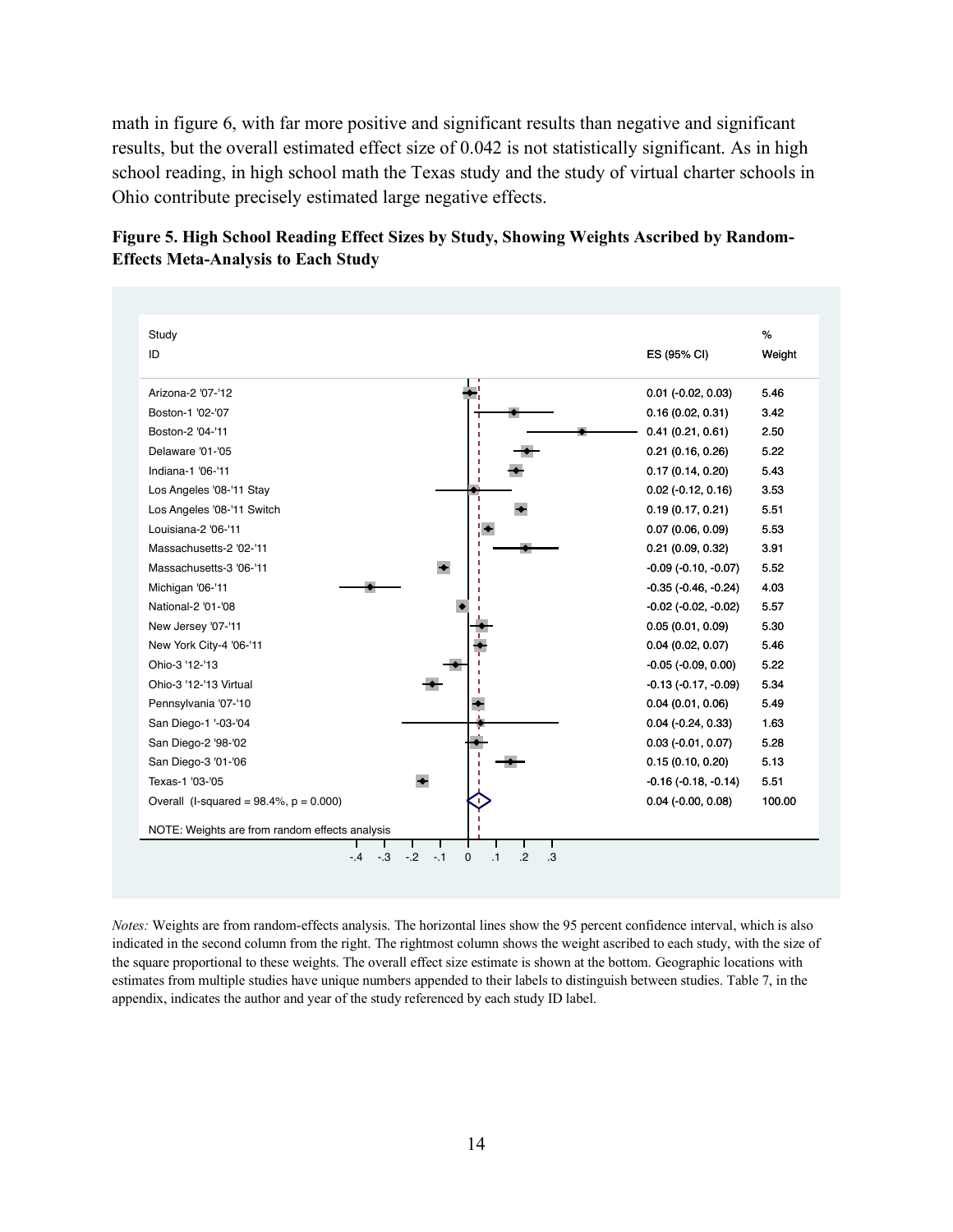math in figure 6, with far more positive and significant results than negative and significant results, but the overall estimated effect size of 0.042 is not statistically significant. As in high school reading, in high school math the Texas study and the study of virtual charter schools in Ohio contribute precisely estimated large negative effects.

**Figure 5. High School Reading Effect Sizes by Study, Showing Weights Ascribed by Random-Effects Meta-Analysis to Each Study**

| Study ID | ES (95% CI) | % Weight |
|---|---|---|
| Arizona-2 '07-'12 | 0.01 (-0.02, 0.03) | 5.46 |
| Boston-1 '02-'07 | 0.16 (0.02, 0.31) | 3.42 |
| Boston-2 '04-'11 | 0.41 (0.21, 0.61) | 2.50 |
| Delaware '01-'05 | 0.21 (0.16, 0.26) | 5.22 |
| Indiana-1 '06-'11 | 0.17 (0.14, 0.20) | 5.43 |
| Los Angeles '08-'11 Stay | 0.02 (-0.12, 0.16) | 3.53 |
| Los Angeles '08-'11 Switch | 0.19 (0.17, 0.21) | 5.51 |
| Louisiana-2 '06-'11 | 0.07 (0.06, 0.09) | 5.53 |
| Massachusetts-2 '02-'11 | 0.21 (0.09, 0.32) | 3.91 |
| Massachusetts-3 '06-'11 | -0.09 (-0.10, -0.07) | 5.52 |
| Michigan '06-'11 | -0.35 (-0.46, -0.24) | 4.03 |
| National-2 '01-'08 | -0.02 (-0.02, -0.02) | 5.57 |
| New Jersey '07-'11 | 0.05 (0.01, 0.09) | 5.30 |
| New York City-4 '06-'11 | 0.04 (0.02, 0.07) | 5.46 |
| Ohio-3 '12-'13 | -0.05 (-0.09, 0.00) | 5.22 |
| Ohio-3 '12-'13 Virtual | -0.13 (-0.17, -0.09) | 5.34 |
| Pennsylvania '07-'10 | 0.04 (0.01, 0.06) | 5.49 |
| San Diego-1 '-03-'04 | 0.04 (-0.24, 0.33) | 1.63 |
| San Diego-2 '98-'02 | 0.03 (-0.01, 0.07) | 5.28 |
| San Diego-3 '01-'06 | 0.15 (0.10, 0.20) | 5.13 |
| Texas-1 '03-'05 | -0.16 (-0.18, -0.14) | 5.51 |
| Overall (I-squared = 98.4%, p = 0.000) | 0.04 (-0.00, 0.08) | 100.00 |

NOTE: Weights are from random effects analysis

*Notes:* Weights are from random-effects analysis. The horizontal lines show the 95 percent confidence interval, which is also indicated in the second column from the right. The rightmost column shows the weight ascribed to each study, with the size of the square proportional to these weights. The overall effect size estimate is shown at the bottom. Geographic locations with estimates from multiple studies have unique numbers appended to their labels to distinguish between studies. Table 7, in the appendix, indicates the author and year of the study referenced by each study ID label.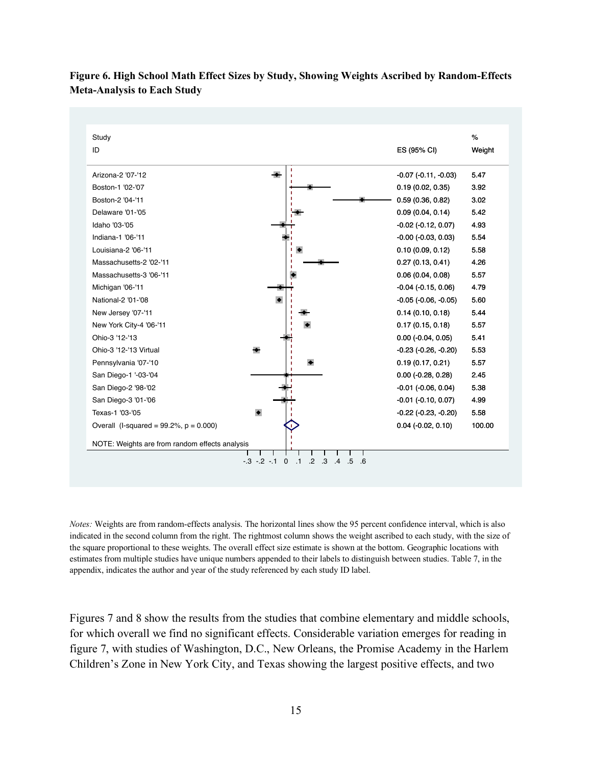**Figure 6. High School Math Effect Sizes by Study, Showing Weights Ascribed by Random-Effects Meta-Analysis to Each Study**

| Study ID | ES (95% CI) | % Weight |
|---|---|---|
| Arizona-2 '07-'12 | -0.07 (-0.11, -0.03) | 5.47 |
| Boston-1 '02-'07 | 0.19 (0.02, 0.35) | 3.92 |
| Boston-2 '04-'11 | 0.59 (0.36, 0.82) | 3.02 |
| Delaware '01-'05 | 0.09 (0.04, 0.14) | 5.42 |
| Idaho '03-'05 | -0.02 (-0.12, 0.07) | 4.93 |
| Indiana-1 '06-'11 | -0.00 (-0.03, 0.03) | 5.54 |
| Louisiana-2 '06-'11 | 0.10 (0.09, 0.12) | 5.58 |
| Massachusetts-2 '02-'11 | 0.27 (0.13, 0.41) | 4.26 |
| Massachusetts-3 '06-'11 | 0.06 (0.04, 0.08) | 5.57 |
| Michigan '06-'11 | -0.04 (-0.15, 0.06) | 4.79 |
| National-2 '01-'08 | -0.05 (-0.06, -0.05) | 5.60 |
| New Jersey '07-'11 | 0.14 (0.10, 0.18) | 5.44 |
| New York City-4 '06-'11 | 0.17 (0.15, 0.18) | 5.57 |
| Ohio-3 '12-'13 | 0.00 (-0.04, 0.05) | 5.41 |
| Ohio-3 '12-'13 Virtual | -0.23 (-0.26, -0.20) | 5.53 |
| Pennsylvania '07-'10 | 0.19 (0.17, 0.21) | 5.57 |
| San Diego-1 '-03-'04 | 0.00 (-0.28, 0.28) | 2.45 |
| San Diego-2 '98-'02 | -0.01 (-0.06, 0.04) | 5.38 |
| San Diego-3 '01-'06 | -0.01 (-0.10, 0.07) | 4.99 |
| Texas-1 '03-'05 | -0.22 (-0.23, -0.20) | 5.58 |
| Overall (I-squared = 99.2%, p = 0.000) | 0.04 (-0.02, 0.10) | 100.00 |

NOTE: Weights are from random effects analysis

*Notes:* Weights are from random-effects analysis. The horizontal lines show the 95 percent confidence interval, which is also indicated in the second column from the right. The rightmost column shows the weight ascribed to each study, with the size of the square proportional to these weights. The overall effect size estimate is shown at the bottom. Geographic locations with estimates from multiple studies have unique numbers appended to their labels to distinguish between studies. Table 7, in the appendix, indicates the author and year of the study referenced by each study ID label.

Figures 7 and 8 show the results from the studies that combine elementary and middle schools, for which overall we find no significant effects. Considerable variation emerges for reading in figure 7, with studies of Washington, D.C., New Orleans, the Promise Academy in the Harlem Children's Zone in New York City, and Texas showing the largest positive effects, and two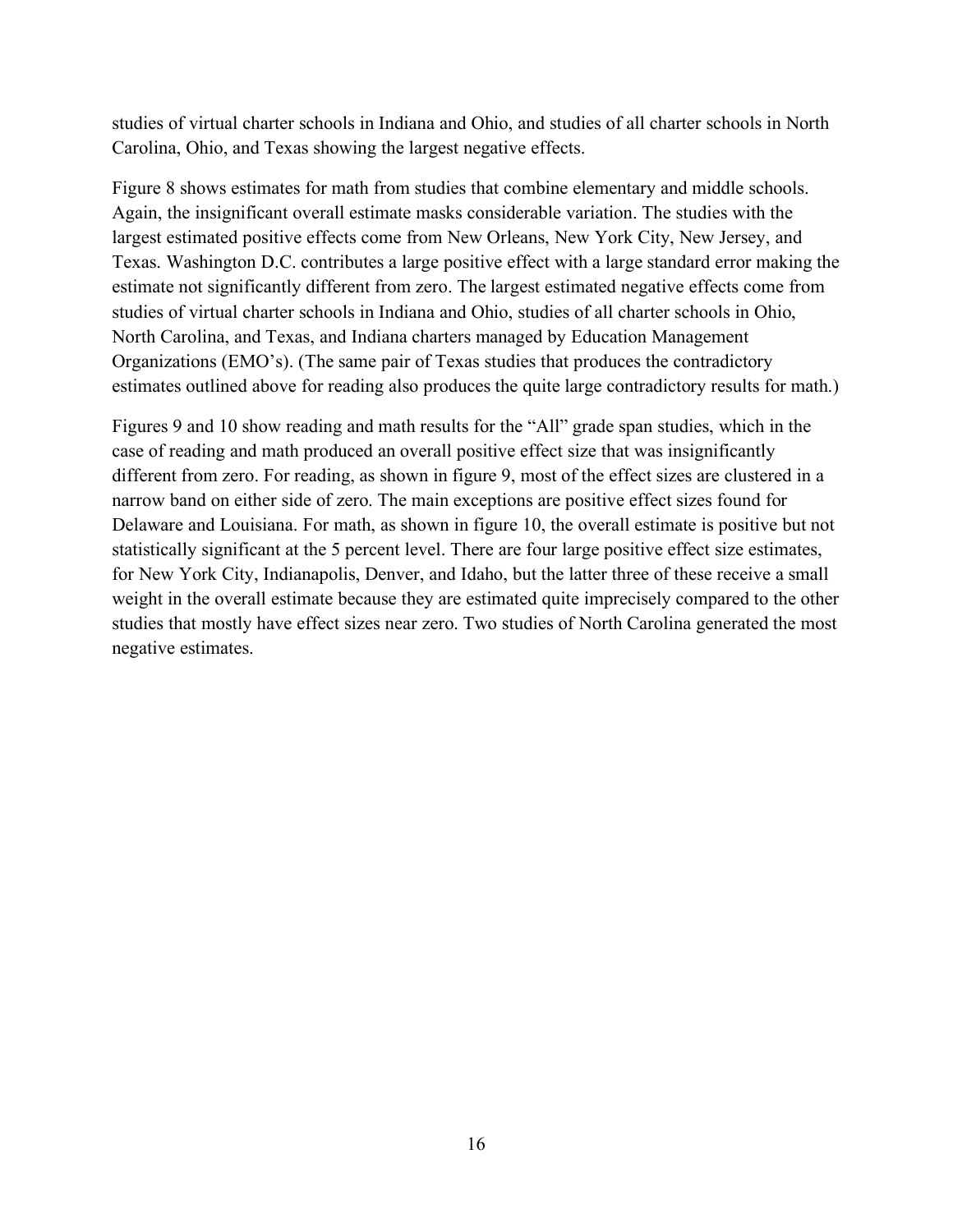studies of virtual charter schools in Indiana and Ohio, and studies of all charter schools in North Carolina, Ohio, and Texas showing the largest negative effects.

Figure 8 shows estimates for math from studies that combine elementary and middle schools. Again, the insignificant overall estimate masks considerable variation. The studies with the largest estimated positive effects come from New Orleans, New York City, New Jersey, and Texas. Washington D.C. contributes a large positive effect with a large standard error making the estimate not significantly different from zero. The largest estimated negative effects come from studies of virtual charter schools in Indiana and Ohio, studies of all charter schools in Ohio, North Carolina, and Texas, and Indiana charters managed by Education Management Organizations (EMO's). (The same pair of Texas studies that produces the contradictory estimates outlined above for reading also produces the quite large contradictory results for math.)

Figures 9 and 10 show reading and math results for the "All" grade span studies, which in the case of reading and math produced an overall positive effect size that was insignificantly different from zero. For reading, as shown in figure 9, most of the effect sizes are clustered in a narrow band on either side of zero. The main exceptions are positive effect sizes found for Delaware and Louisiana. For math, as shown in figure 10, the overall estimate is positive but not statistically significant at the 5 percent level. There are four large positive effect size estimates, for New York City, Indianapolis, Denver, and Idaho, but the latter three of these receive a small weight in the overall estimate because they are estimated quite imprecisely compared to the other studies that mostly have effect sizes near zero. Two studies of North Carolina generated the most negative estimates.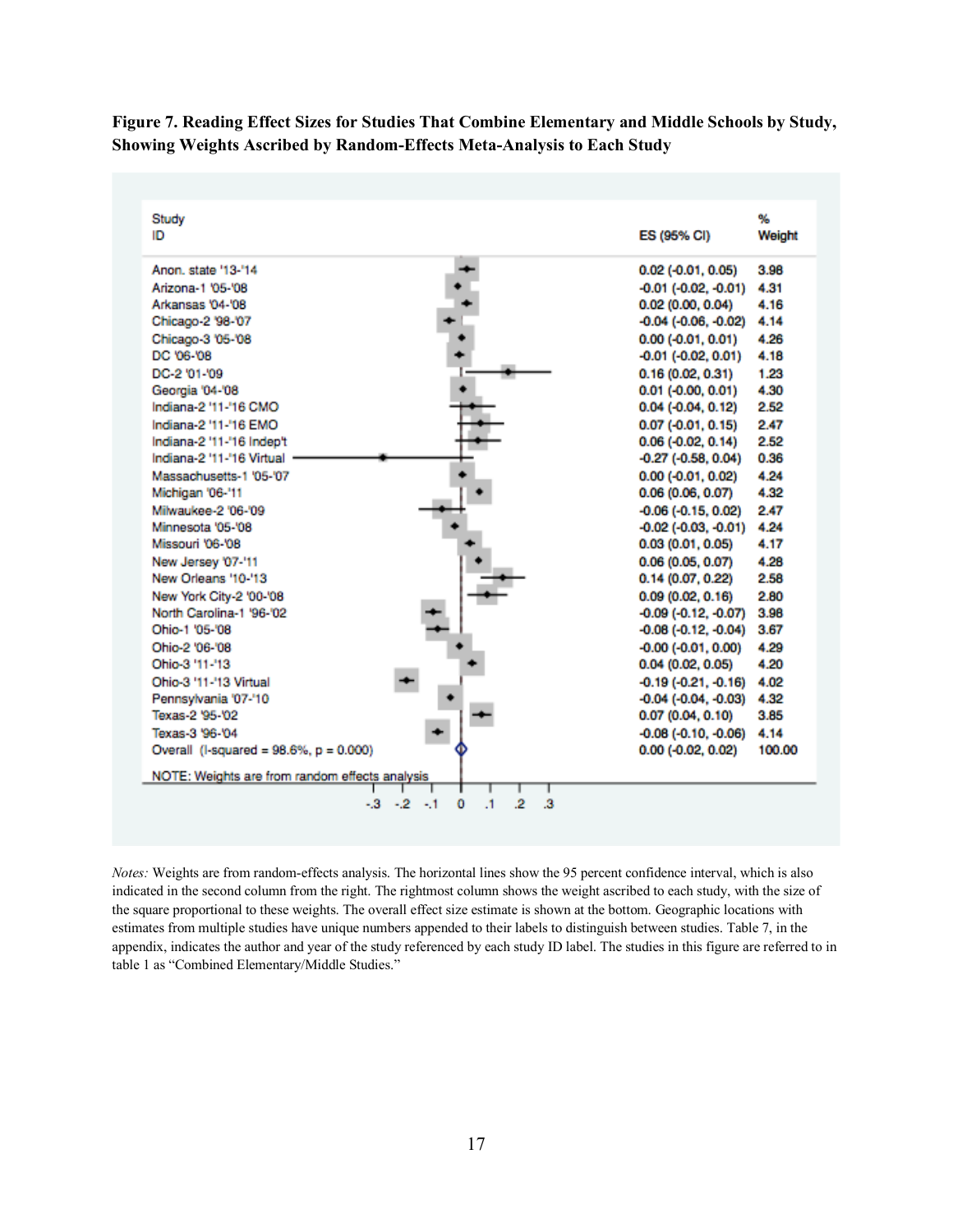**Figure 7. Reading Effect Sizes for Studies That Combine Elementary and Middle Schools by Study, Showing Weights Ascribed by Random-Effects Meta-Analysis to Each Study**

| Study ID | ES (95% CI) | % Weight |
|---|---|---|
| Anon. state '13-'14 | 0.02 (-0.01, 0.05) | 3.98 |
| Arizona-1 '05-'08 | -0.01 (-0.02, -0.01) | 4.31 |
| Arkansas '04-'08 | 0.02 (0.00, 0.04) | 4.16 |
| Chicago-2 '98-'07 | -0.04 (-0.06, -0.02) | 4.14 |
| Chicago-3 '05-'08 | 0.00 (-0.01, 0.01) | 4.26 |
| DC '06-'08 | -0.01 (-0.02, 0.01) | 4.18 |
| DC-2 '01-'09 | 0.16 (0.02, 0.31) | 1.23 |
| Georgia '04-'08 | 0.01 (-0.00, 0.01) | 4.30 |
| Indiana-2 '11-'16 CMO | 0.04 (-0.04, 0.12) | 2.52 |
| Indiana-2 '11-'16 EMO | 0.07 (-0.01, 0.15) | 2.47 |
| Indiana-2 '11-'16 Indep't | 0.06 (-0.02, 0.14) | 2.52 |
| Indiana-2 '11-'16 Virtual | -0.27 (-0.58, 0.04) | 0.36 |
| Massachusetts-1 '05-'07 | 0.00 (-0.01, 0.02) | 4.24 |
| Michigan '06-'11 | 0.06 (0.06, 0.07) | 4.32 |
| Milwaukee-2 '06-'09 | -0.06 (-0.15, 0.02) | 2.47 |
| Minnesota '05-'08 | -0.02 (-0.03, -0.01) | 4.24 |
| Missouri '06-'08 | 0.03 (0.01, 0.05) | 4.17 |
| New Jersey '07-'11 | 0.06 (0.05, 0.07) | 4.28 |
| New Orleans '10-'13 | 0.14 (0.07, 0.22) | 2.58 |
| New York City-2 '00-'08 | 0.09 (0.02, 0.16) | 2.80 |
| North Carolina-1 '96-'02 | -0.09 (-0.12, -0.07) | 3.98 |
| Ohio-1 '05-'08 | -0.08 (-0.12, -0.04) | 3.67 |
| Ohio-2 '06-'08 | -0.00 (-0.01, 0.00) | 4.29 |
| Ohio-3 '11-'13 | 0.04 (0.02, 0.05) | 4.20 |
| Ohio-3 '11-'13 Virtual | -0.19 (-0.21, -0.16) | 4.02 |
| Pennsylvania '07-'10 | -0.04 (-0.04, -0.03) | 4.32 |
| Texas-2 '95-'02 | 0.07 (0.04, 0.10) | 3.85 |
| Texas-3 '96-'04 | -0.08 (-0.10, -0.06) | 4.14 |
| Overall (I-squared = 98.6%, p = 0.000) | 0.00 (-0.02, 0.02) | 100.00 |

NOTE: Weights are from random effects analysis

*Notes:* Weights are from random-effects analysis. The horizontal lines show the 95 percent confidence interval, which is also indicated in the second column from the right. The rightmost column shows the weight ascribed to each study, with the size of the square proportional to these weights. The overall effect size estimate is shown at the bottom. Geographic locations with estimates from multiple studies have unique numbers appended to their labels to distinguish between studies. Table 7, in the appendix, indicates the author and year of the study referenced by each study ID label. The studies in this figure are referred to in table 1 as "Combined Elementary/Middle Studies."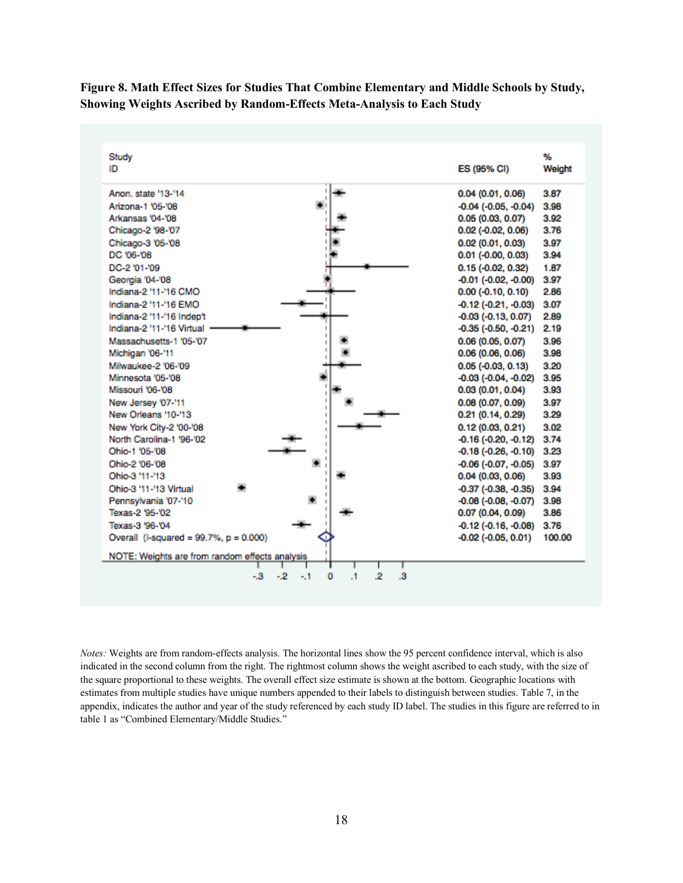**Figure 8. Math Effect Sizes for Studies That Combine Elementary and Middle Schools by Study, Showing Weights Ascribed by Random-Effects Meta-Analysis to Each Study**

| Study ID | ES (95% CI) | % Weight |
|---|---|---|
| Anon. state '13-'14 | 0.04 (0.01, 0.06) | 3.87 |
| Arizona-1 '05-'08 | -0.04 (-0.05, -0.04) | 3.98 |
| Arkansas '04-'08 | 0.05 (0.03, 0.07) | 3.92 |
| Chicago-2 '98-'07 | 0.02 (-0.02, 0.06) | 3.76 |
| Chicago-3 '05-'08 | 0.02 (0.01, 0.03) | 3.97 |
| DC '06-'08 | 0.01 (-0.00, 0.03) | 3.94 |
| DC-2 '01-'09 | 0.15 (-0.02, 0.32) | 1.87 |
| Georgia '04-'08 | -0.01 (-0.02, -0.00) | 3.97 |
| Indiana-2 '11-'16 CMO | 0.00 (-0.10, 0.10) | 2.86 |
| Indiana-2 '11-'16 EMO | -0.12 (-0.21, -0.03) | 3.07 |
| Indiana-2 '11-'16 Indep't | -0.03 (-0.13, 0.07) | 2.89 |
| Indiana-2 '11-'16 Virtual | -0.35 (-0.50, -0.21) | 2.19 |
| Massachusetts-1 '05-'07 | 0.06 (0.05, 0.07) | 3.96 |
| Michigan '06-'11 | 0.06 (0.06, 0.06) | 3.98 |
| Milwaukee-2 '06-'09 | 0.05 (-0.03, 0.13) | 3.20 |
| Minnesota '05-'08 | -0.03 (-0.04, -0.02) | 3.95 |
| Missouri '06-'08 | 0.03 (0.01, 0.04) | 3.93 |
| New Jersey '07-'11 | 0.08 (0.07, 0.09) | 3.97 |
| New Orleans '10-'13 | 0.21 (0.14, 0.29) | 3.29 |
| New York City-2 '00-'08 | 0.12 (0.03, 0.21) | 3.02 |
| North Carolina-1 '96-'02 | -0.16 (-0.20, -0.12) | 3.74 |
| Ohio-1 '05-'08 | -0.18 (-0.26, -0.10) | 3.23 |
| Ohio-2 '06-'08 | -0.06 (-0.07, -0.05) | 3.97 |
| Ohio-3 '11-'13 | 0.04 (0.03, 0.06) | 3.93 |
| Ohio-3 '11-'13 Virtual | -0.37 (-0.38, -0.35) | 3.94 |
| Pennsylvania '07-'10 | -0.08 (-0.08, -0.07) | 3.98 |
| Texas-2 '95-'02 | 0.07 (0.04, 0.09) | 3.86 |
| Texas-3 '96-'04 | -0.12 (-0.16, -0.08) | 3.76 |
| Overall (I-squared = 99.7%, p = 0.000) | -0.02 (-0.05, 0.01) | 100.00 |

NOTE: Weights are from random effects analysis

*Notes:* Weights are from random-effects analysis. The horizontal lines show the 95 percent confidence interval, which is also indicated in the second column from the right. The rightmost column shows the weight ascribed to each study, with the size of the square proportional to these weights. The overall effect size estimate is shown at the bottom. Geographic locations with estimates from multiple studies have unique numbers appended to their labels to distinguish between studies. Table 7, in the appendix, indicates the author and year of the study referenced by each study ID label. The studies in this figure are referred to in table 1 as "Combined Elementary/Middle Studies."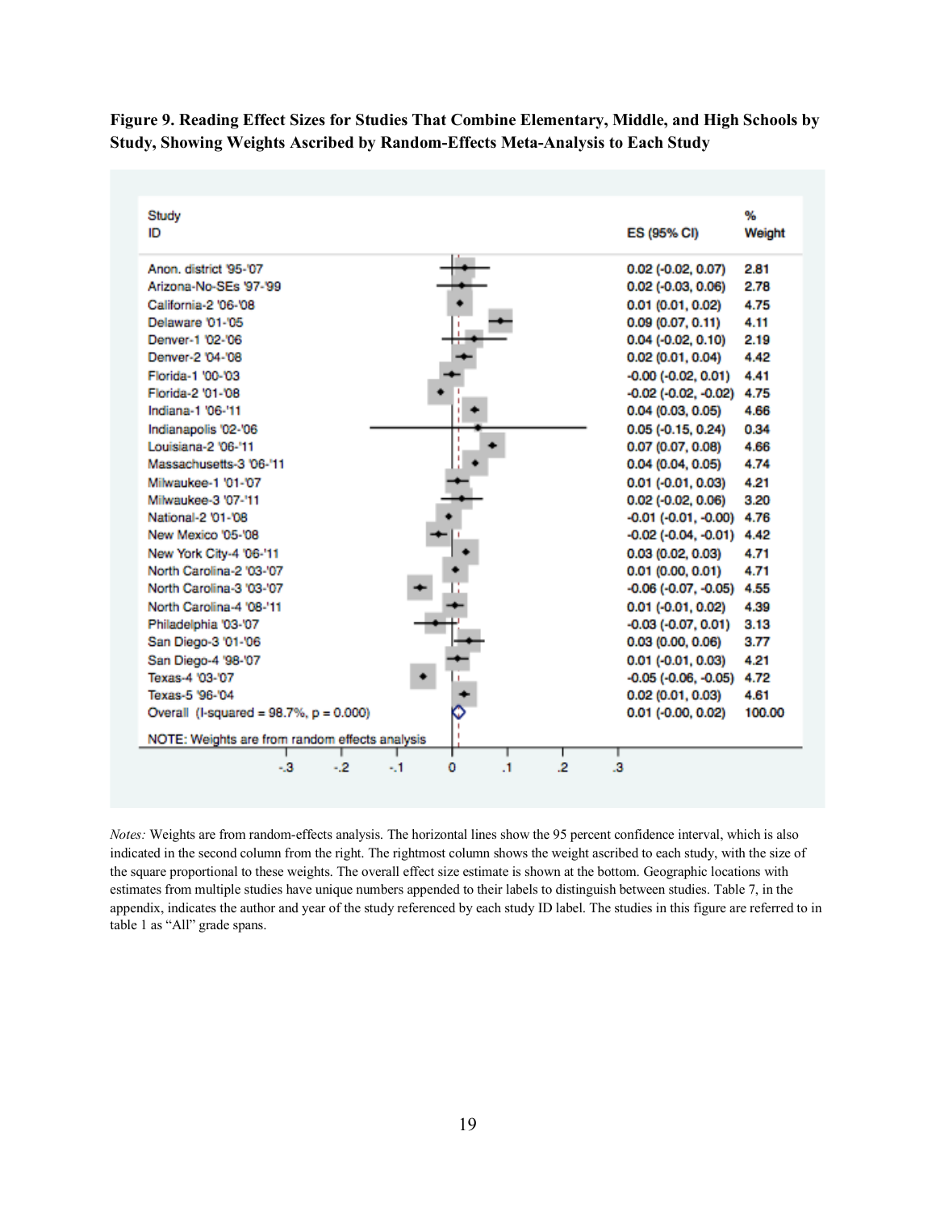**Figure 9. Reading Effect Sizes for Studies That Combine Elementary, Middle, and High Schools by Study, Showing Weights Ascribed by Random-Effects Meta-Analysis to Each Study**

| Study ID | ES (95% CI) | % Weight |
|---|---|---|
| Anon. district '95-'07 | 0.02 (-0.02, 0.07) | 2.81 |
| Arizona-No-SEs '97-'99 | 0.02 (-0.03, 0.06) | 2.78 |
| California-2 '06-'08 | 0.01 (0.01, 0.02) | 4.75 |
| Delaware '01-'05 | 0.09 (0.07, 0.11) | 4.11 |
| Denver-1 '02-'06 | 0.04 (-0.02, 0.10) | 2.19 |
| Denver-2 '04-'08 | 0.02 (0.01, 0.04) | 4.42 |
| Florida-1 '00-'03 | -0.00 (-0.02, 0.01) | 4.41 |
| Florida-2 '01-'08 | -0.02 (-0.02, -0.02) | 4.75 |
| Indiana-1 '06-'11 | 0.04 (0.03, 0.05) | 4.66 |
| Indianapolis '02-'06 | 0.05 (-0.15, 0.24) | 0.34 |
| Louisiana-2 '06-'11 | 0.07 (0.07, 0.08) | 4.66 |
| Massachusetts-3 '06-'11 | 0.04 (0.04, 0.05) | 4.74 |
| Milwaukee-1 '01-'07 | 0.01 (-0.01, 0.03) | 4.21 |
| Milwaukee-3 '07-'11 | 0.02 (-0.02, 0.06) | 3.20 |
| National-2 '01-'08 | -0.01 (-0.01, -0.00) | 4.76 |
| New Mexico '05-'08 | -0.02 (-0.04, -0.01) | 4.42 |
| New York City-4 '06-'11 | 0.03 (0.02, 0.03) | 4.71 |
| North Carolina-2 '03-'07 | 0.01 (0.00, 0.01) | 4.71 |
| North Carolina-3 '03-'07 | -0.06 (-0.07, -0.05) | 4.55 |
| North Carolina-4 '08-'11 | 0.01 (-0.01, 0.02) | 4.39 |
| Philadelphia '03-'07 | -0.03 (-0.07, 0.01) | 3.13 |
| San Diego-3 '01-'06 | 0.03 (0.00, 0.06) | 3.77 |
| San Diego-4 '98-'07 | 0.01 (-0.01, 0.03) | 4.21 |
| Texas-4 '03-'07 | -0.05 (-0.06, -0.05) | 4.72 |
| Texas-5 '96-'04 | 0.02 (0.01, 0.03) | 4.61 |
| Overall (I-squared = 98.7%, p = 0.000) | 0.01 (-0.00, 0.02) | 100.00 |

NOTE: Weights are from random effects analysis

*Notes:* Weights are from random-effects analysis. The horizontal lines show the 95 percent confidence interval, which is also indicated in the second column from the right. The rightmost column shows the weight ascribed to each study, with the size of the square proportional to these weights. The overall effect size estimate is shown at the bottom. Geographic locations with estimates from multiple studies have unique numbers appended to their labels to distinguish between studies. Table 7, in the appendix, indicates the author and year of the study referenced by each study ID label. The studies in this figure are referred to in table 1 as "All" grade spans.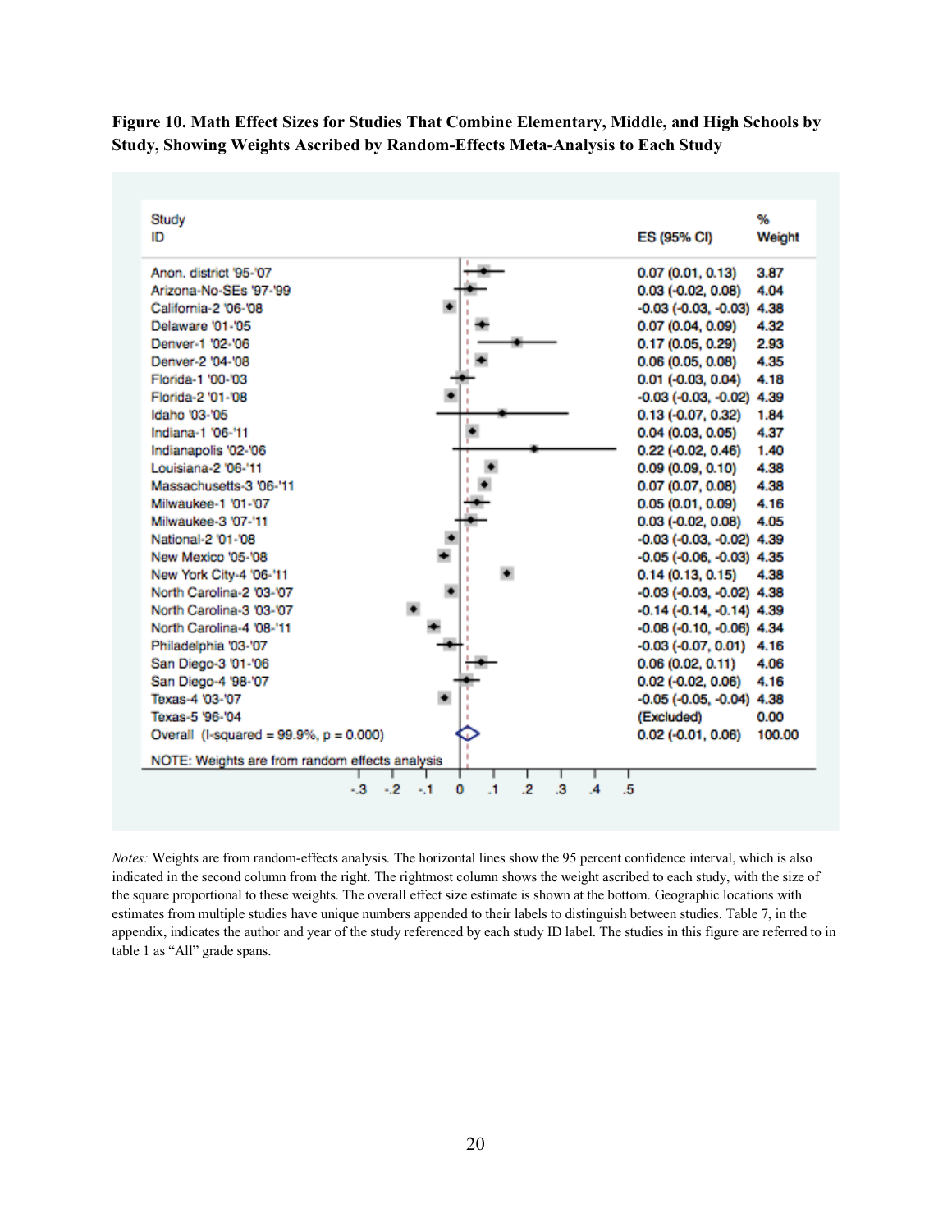**Figure 10. Math Effect Sizes for Studies That Combine Elementary, Middle, and High Schools by Study, Showing Weights Ascribed by Random-Effects Meta-Analysis to Each Study**

| Study ID | ES (95% CI) | % Weight |
|---|---|---|
| Anon. district '95-'07 | 0.07 (0.01, 0.13) | 3.87 |
| Arizona-No-SEs '97-'99 | 0.03 (-0.02, 0.08) | 4.04 |
| California-2 '06-'08 | -0.03 (-0.03, -0.03) | 4.38 |
| Delaware '01-'05 | 0.07 (0.04, 0.09) | 4.32 |
| Denver-1 '02-'06 | 0.17 (0.05, 0.29) | 2.93 |
| Denver-2 '04-'08 | 0.06 (0.05, 0.08) | 4.35 |
| Florida-1 '00-'03 | 0.01 (-0.03, 0.04) | 4.18 |
| Florida-2 '01-'08 | -0.03 (-0.03, -0.02) | 4.39 |
| Idaho '03-'05 | 0.13 (-0.07, 0.32) | 1.84 |
| Indiana-1 '06-'11 | 0.04 (0.03, 0.05) | 4.37 |
| Indianapolis '02-'06 | 0.22 (-0.02, 0.46) | 1.40 |
| Louisiana-2 '06-'11 | 0.09 (0.09, 0.10) | 4.38 |
| Massachusetts-3 '06-'11 | 0.07 (0.07, 0.08) | 4.38 |
| Milwaukee-1 '01-'07 | 0.05 (0.01, 0.09) | 4.16 |
| Milwaukee-3 '07-'11 | 0.03 (-0.02, 0.08) | 4.05 |
| National-2 '01-'08 | -0.03 (-0.03, -0.02) | 4.39 |
| New Mexico '05-'08 | -0.05 (-0.06, -0.03) | 4.35 |
| New York City-4 '06-'11 | 0.14 (0.13, 0.15) | 4.38 |
| North Carolina-2 '03-'07 | -0.03 (-0.03, -0.02) | 4.38 |
| North Carolina-3 '03-'07 | -0.14 (-0.14, -0.14) | 4.39 |
| North Carolina-4 '08-'11 | -0.08 (-0.10, -0.06) | 4.34 |
| Philadelphia '03-'07 | -0.03 (-0.07, 0.01) | 4.16 |
| San Diego-3 '01-'06 | 0.06 (0.02, 0.11) | 4.06 |
| San Diego-4 '98-'07 | 0.02 (-0.02, 0.06) | 4.16 |
| Texas-4 '03-'07 | -0.05 (-0.05, -0.04) | 4.38 |
| Texas-5 '96-'04 | (Excluded) | 0.00 |
| Overall (I-squared = 99.9%, p = 0.000) | 0.02 (-0.01, 0.06) | 100.00 |

NOTE: Weights are from random effects analysis

*Notes:* Weights are from random-effects analysis. The horizontal lines show the 95 percent confidence interval, which is also indicated in the second column from the right. The rightmost column shows the weight ascribed to each study, with the size of the square proportional to these weights. The overall effect size estimate is shown at the bottom. Geographic locations with estimates from multiple studies have unique numbers appended to their labels to distinguish between studies. Table 7, in the appendix, indicates the author and year of the study referenced by each study ID label. The studies in this figure are referred to in table 1 as "All" grade spans.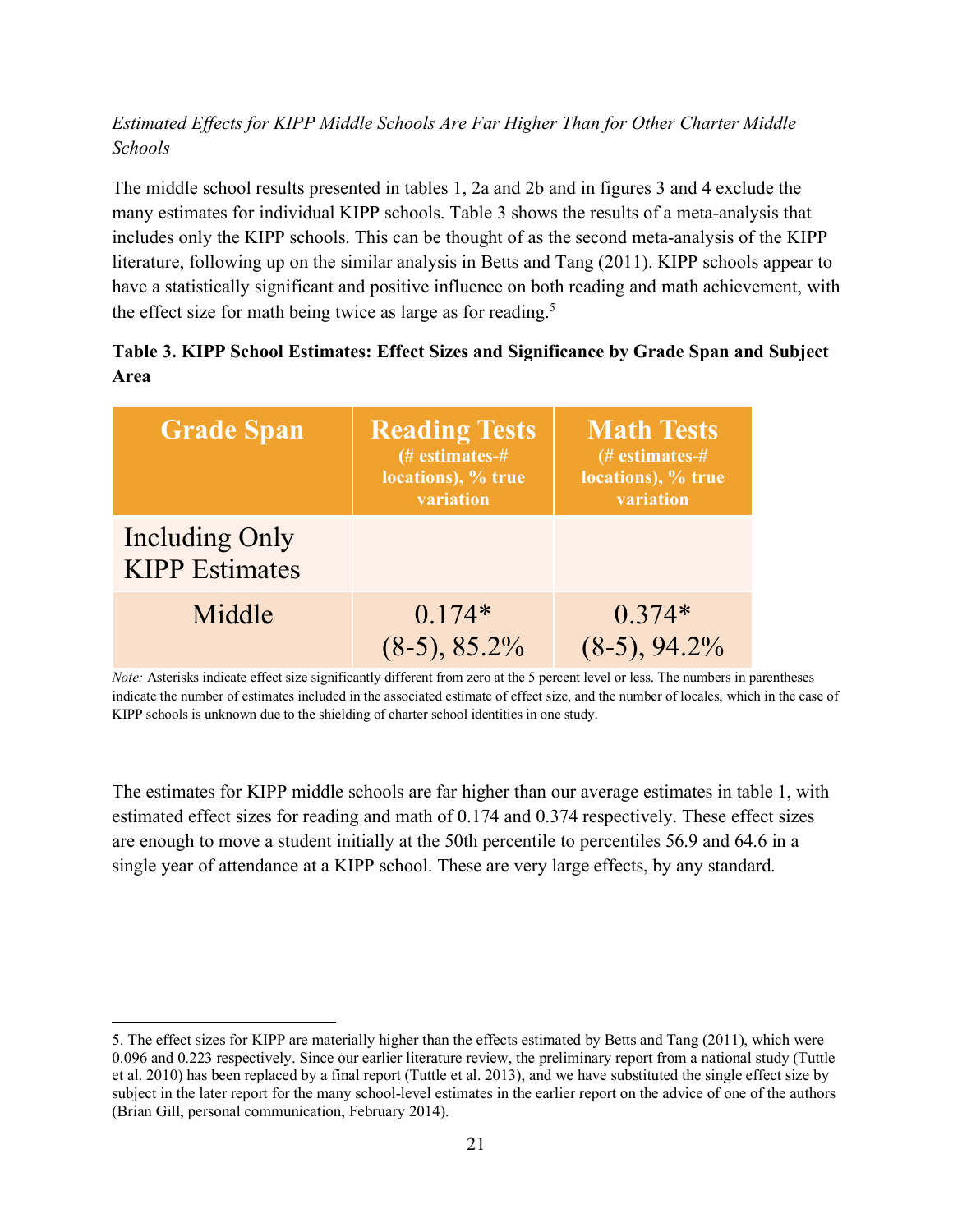*Estimated Effects for KIPP Middle Schools Are Far Higher Than for Other Charter Middle Schools*

The middle school results presented in tables 1, 2a and 2b and in figures 3 and 4 exclude the many estimates for individual KIPP schools. Table 3 shows the results of a meta-analysis that includes only the KIPP schools. This can be thought of as the second meta-analysis of the KIPP literature, following up on the similar analysis in Betts and Tang (2011). KIPP schools appear to have a statistically significant and positive influence on both reading and math achievement, with the effect size for math being twice as large as for reading.[5]

**Table 3. KIPP School Estimates: Effect Sizes and Significance by Grade Span and Subject Area**

| Grade Span | Reading Tests (# estimates-# locations), % true variation | Math Tests (# estimates-# locations), % true variation |
|---|---|---|
| Including Only KIPP Estimates | | |
| Middle | 0.174* (8-5), 85.2% | 0.374* (8-5), 94.2% |

*Note:* Asterisks indicate effect size significantly different from zero at the 5 percent level or less. The numbers in parentheses indicate the number of estimates included in the associated estimate of effect size, and the number of locales, which in the case of KIPP schools is unknown due to the shielding of charter school identities in one study.

The estimates for KIPP middle schools are far higher than our average estimates in table 1, with estimated effect sizes for reading and math of 0.174 and 0.374 respectively. These effect sizes are enough to move a student initially at the 50th percentile to percentiles 56.9 and 64.6 in a single year of attendance at a KIPP school. These are very large effects, by any standard.

5. The effect sizes for KIPP are materially higher than the effects estimated by Betts and Tang (2011), which were 0.096 and 0.223 respectively. Since our earlier literature review, the preliminary report from a national study (Tuttle et al. 2010) has been replaced by a final report (Tuttle et al. 2013), and we have substituted the single effect size by subject in the later report for the many school-level estimates in the earlier report on the advice of one of the authors (Brian Gill, personal communication, February 2014).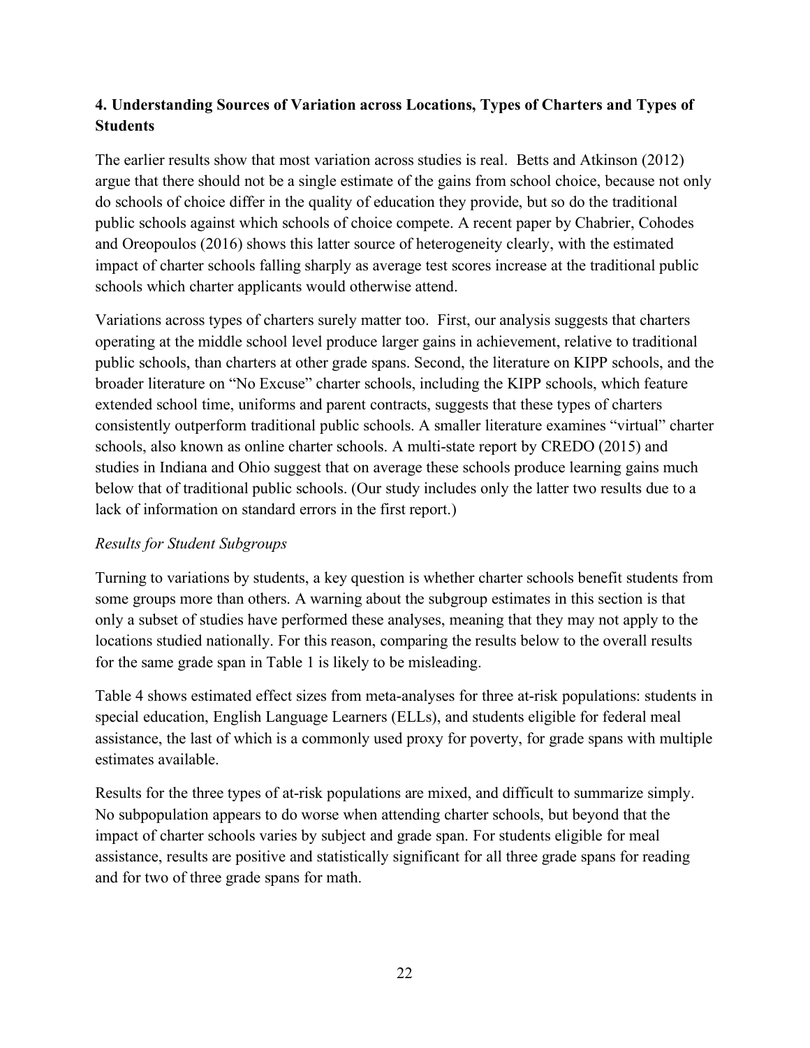## 4. Understanding Sources of Variation across Locations, Types of Charters and Types of Students

The earlier results show that most variation across studies is real. Betts and Atkinson (2012) argue that there should not be a single estimate of the gains from school choice, because not only do schools of choice differ in the quality of education they provide, but so do the traditional public schools against which schools of choice compete. A recent paper by Chabrier, Cohodes and Oreopoulos (2016) shows this latter source of heterogeneity clearly, with the estimated impact of charter schools falling sharply as average test scores increase at the traditional public schools which charter applicants would otherwise attend.

Variations across types of charters surely matter too. First, our analysis suggests that charters operating at the middle school level produce larger gains in achievement, relative to traditional public schools, than charters at other grade spans. Second, the literature on KIPP schools, and the broader literature on "No Excuse" charter schools, including the KIPP schools, which feature extended school time, uniforms and parent contracts, suggests that these types of charters consistently outperform traditional public schools. A smaller literature examines "virtual" charter schools, also known as online charter schools. A multi-state report by CREDO (2015) and studies in Indiana and Ohio suggest that on average these schools produce learning gains much below that of traditional public schools. (Our study includes only the latter two results due to a lack of information on standard errors in the first report.)

### *Results for Student Subgroups*

Turning to variations by students, a key question is whether charter schools benefit students from some groups more than others. A warning about the subgroup estimates in this section is that only a subset of studies have performed these analyses, meaning that they may not apply to the locations studied nationally. For this reason, comparing the results below to the overall results for the same grade span in Table 1 is likely to be misleading.

Table 4 shows estimated effect sizes from meta-analyses for three at-risk populations: students in special education, English Language Learners (ELLs), and students eligible for federal meal assistance, the last of which is a commonly used proxy for poverty, for grade spans with multiple estimates available.

Results for the three types of at-risk populations are mixed, and difficult to summarize simply. No subpopulation appears to do worse when attending charter schools, but beyond that the impact of charter schools varies by subject and grade span. For students eligible for meal assistance, results are positive and statistically significant for all three grade spans for reading and for two of three grade spans for math.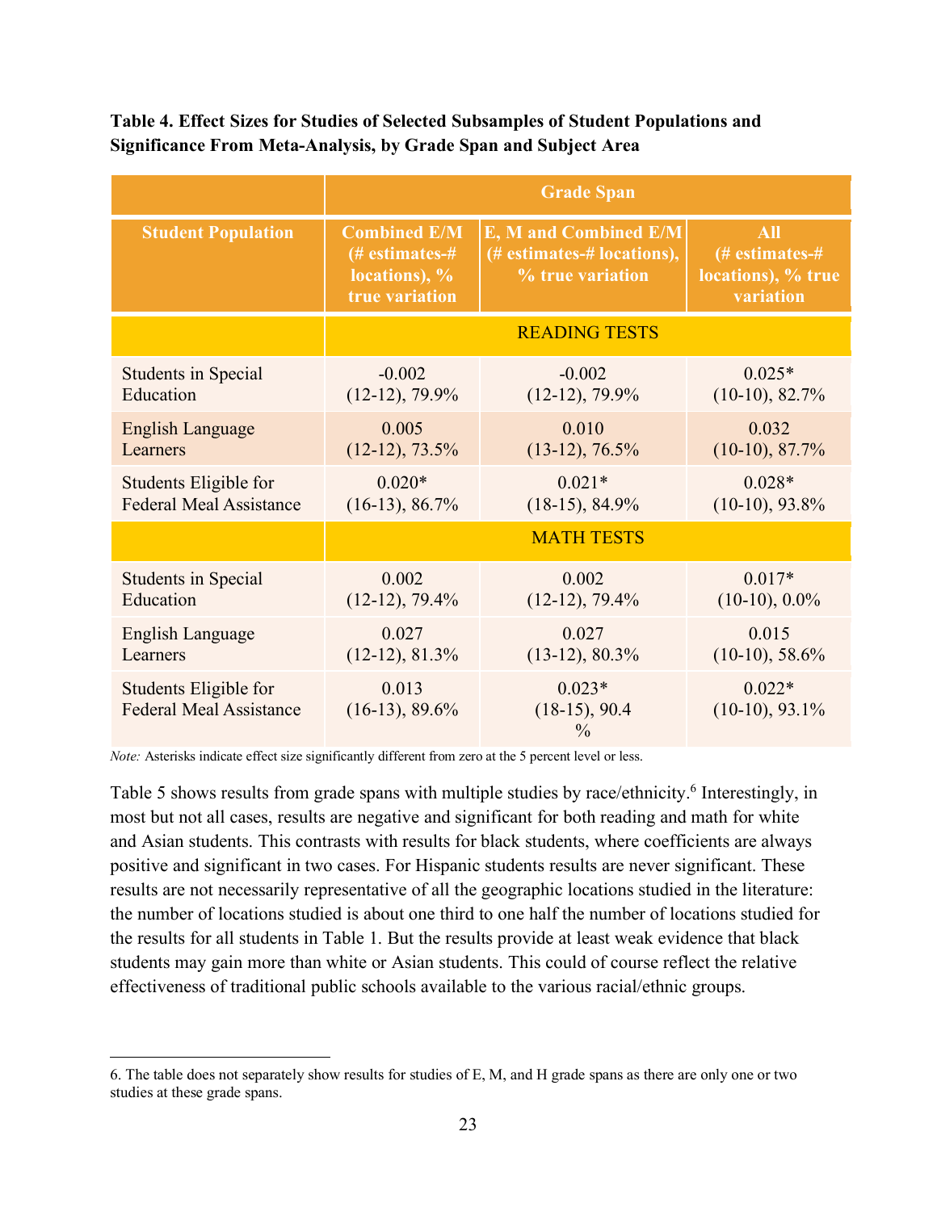**Table 4. Effect Sizes for Studies of Selected Subsamples of Student Populations and Significance From Meta-Analysis, by Grade Span and Subject Area**

| | Grade Span | | |
|---|---|---|---|
| **Student Population** | **Combined E/M (# estimates-# locations), % true variation** | **E, M and Combined E/M (# estimates-# locations), % true variation** | **All (# estimates-# locations), % true variation** |
| | READING TESTS | | |
| Students in Special Education | -0.002 (12-12), 79.9% | -0.002 (12-12), 79.9% | 0.025* (10-10), 82.7% |
| English Language Learners | 0.005 (12-12), 73.5% | 0.010 (13-12), 76.5% | 0.032 (10-10), 87.7% |
| Students Eligible for Federal Meal Assistance | 0.020* (16-13), 86.7% | 0.021* (18-15), 84.9% | 0.028* (10-10), 93.8% |
| | MATH TESTS | | |
| Students in Special Education | 0.002 (12-12), 79.4% | 0.002 (12-12), 79.4% | 0.017* (10-10), 0.0% |
| English Language Learners | 0.027 (12-12), 81.3% | 0.027 (13-12), 80.3% | 0.015 (10-10), 58.6% |
| Students Eligible for Federal Meal Assistance | 0.013 (16-13), 89.6% | 0.023* (18-15), 90.4 % | 0.022* (10-10), 93.1% |

*Note:* Asterisks indicate effect size significantly different from zero at the 5 percent level or less.

Table 5 shows results from grade spans with multiple studies by race/ethnicity.[6] Interestingly, in most but not all cases, results are negative and significant for both reading and math for white and Asian students. This contrasts with results for black students, where coefficients are always positive and significant in two cases. For Hispanic students results are never significant. These results are not necessarily representative of all the geographic locations studied in the literature: the number of locations studied is about one third to one half the number of locations studied for the results for all students in Table 1. But the results provide at least weak evidence that black students may gain more than white or Asian students. This could of course reflect the relative effectiveness of traditional public schools available to the various racial/ethnic groups.

6. The table does not separately show results for studies of E, M, and H grade spans as there are only one or two studies at these grade spans.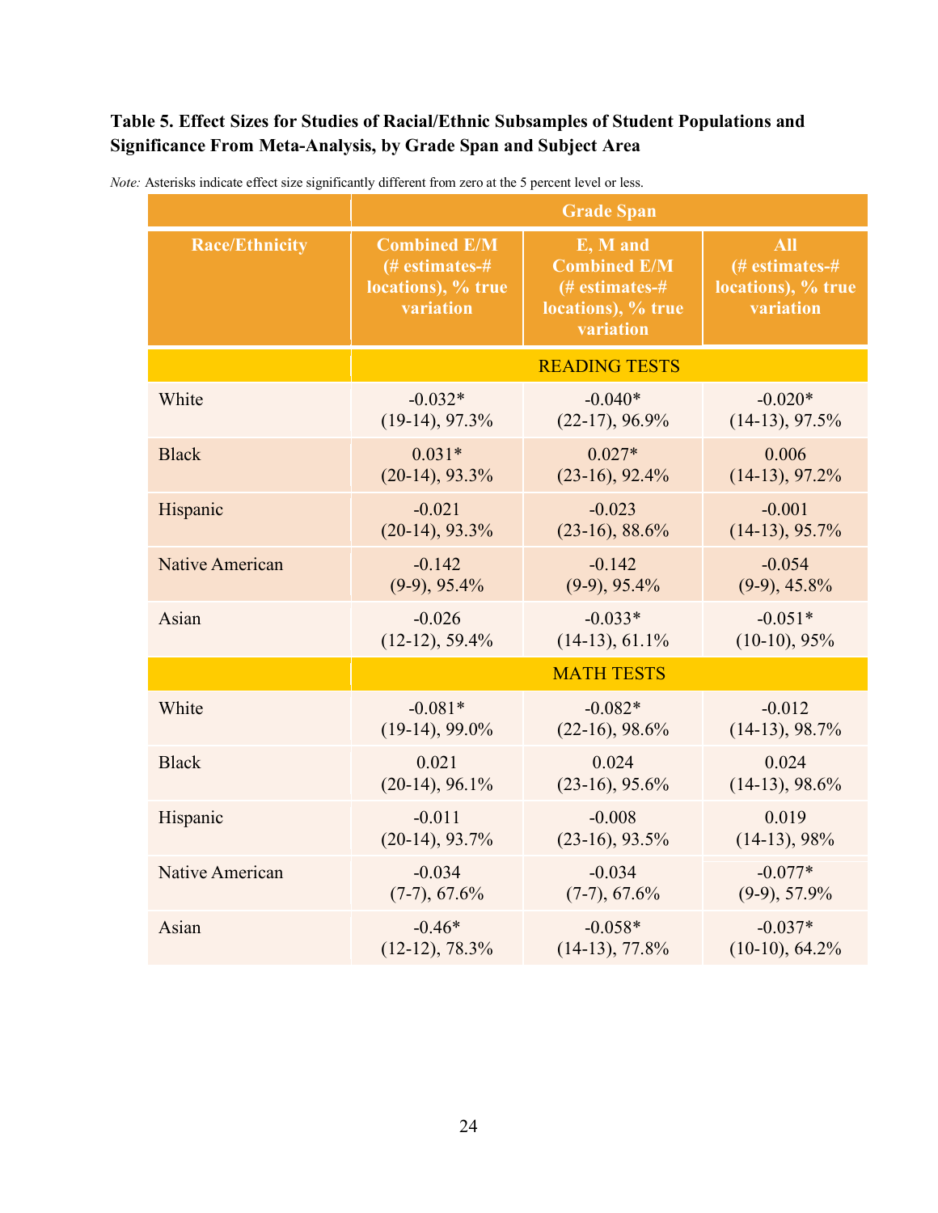**Table 5. Effect Sizes for Studies of Racial/Ethnic Subsamples of Student Populations and Significance From Meta-Analysis, by Grade Span and Subject Area**

*Note:* Asterisks indicate effect size significantly different from zero at the 5 percent level or less.

| Race/Ethnicity | Grade Span | | |
|---|---|---|---|
| | Combined E/M (# estimates-# locations), % true variation | E, M and Combined E/M (# estimates-# locations), % true variation | All (# estimates-# locations), % true variation |
| | READING TESTS | | |
| White | -0.032* (19-14), 97.3% | -0.040* (22-17), 96.9% | -0.020* (14-13), 97.5% |
| Black | 0.031* (20-14), 93.3% | 0.027* (23-16), 92.4% | 0.006 (14-13), 97.2% |
| Hispanic | -0.021 (20-14), 93.3% | -0.023 (23-16), 88.6% | -0.001 (14-13), 95.7% |
| Native American | -0.142 (9-9), 95.4% | -0.142 (9-9), 95.4% | -0.054 (9-9), 45.8% |
| Asian | -0.026 (12-12), 59.4% | -0.033* (14-13), 61.1% | -0.051* (10-10), 95% |
| | MATH TESTS | | |
| White | -0.081* (19-14), 99.0% | -0.082* (22-16), 98.6% | -0.012 (14-13), 98.7% |
| Black | 0.021 (20-14), 96.1% | 0.024 (23-16), 95.6% | 0.024 (14-13), 98.6% |
| Hispanic | -0.011 (20-14), 93.7% | -0.008 (23-16), 93.5% | 0.019 (14-13), 98% |
| Native American | -0.034 (7-7), 67.6% | -0.034 (7-7), 67.6% | -0.077* (9-9), 57.9% |
| Asian | -0.46* (12-12), 78.3% | -0.058* (14-13), 77.8% | -0.037* (10-10), 64.2% |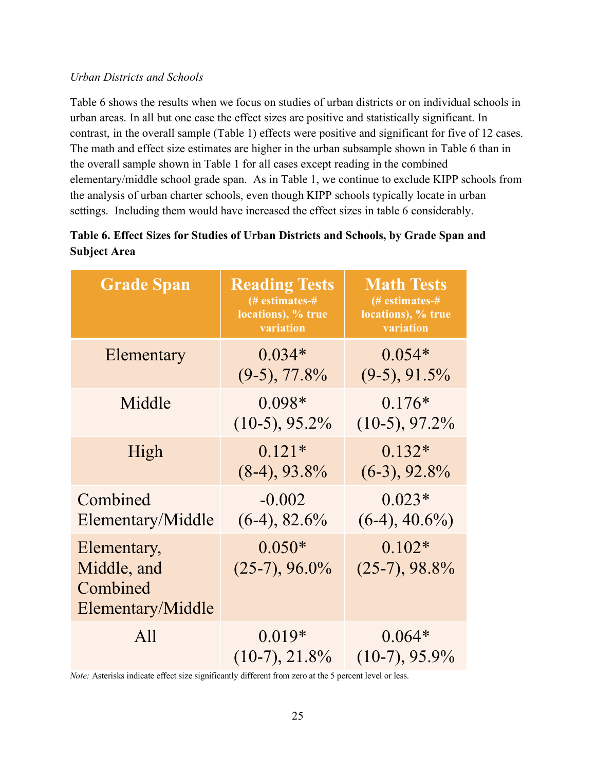*Urban Districts and Schools*

Table 6 shows the results when we focus on studies of urban districts or on individual schools in urban areas. In all but one case the effect sizes are positive and statistically significant. In contrast, in the overall sample (Table 1) effects were positive and significant for five of 12 cases. The math and effect size estimates are higher in the urban subsample shown in Table 6 than in the overall sample shown in Table 1 for all cases except reading in the combined elementary/middle school grade span. As in Table 1, we continue to exclude KIPP schools from the analysis of urban charter schools, even though KIPP schools typically locate in urban settings. Including them would have increased the effect sizes in table 6 considerably.

**Table 6. Effect Sizes for Studies of Urban Districts and Schools, by Grade Span and Subject Area**

| Grade Span | Reading Tests (# estimates-# locations), % true variation | Math Tests (# estimates-# locations), % true variation |
|---|---|---|
| Elementary | 0.034* (9-5), 77.8% | 0.054* (9-5), 91.5% |
| Middle | 0.098* (10-5), 95.2% | 0.176* (10-5), 97.2% |
| High | 0.121* (8-4), 93.8% | 0.132* (6-3), 92.8% |
| Combined Elementary/Middle | -0.002 (6-4), 82.6% | 0.023* (6-4), 40.6%) |
| Elementary, Middle, and Combined Elementary/Middle | 0.050* (25-7), 96.0% | 0.102* (25-7), 98.8% |
| All | 0.019* (10-7), 21.8% | 0.064* (10-7), 95.9% |

*Note:* Asterisks indicate effect size significantly different from zero at the 5 percent level or less.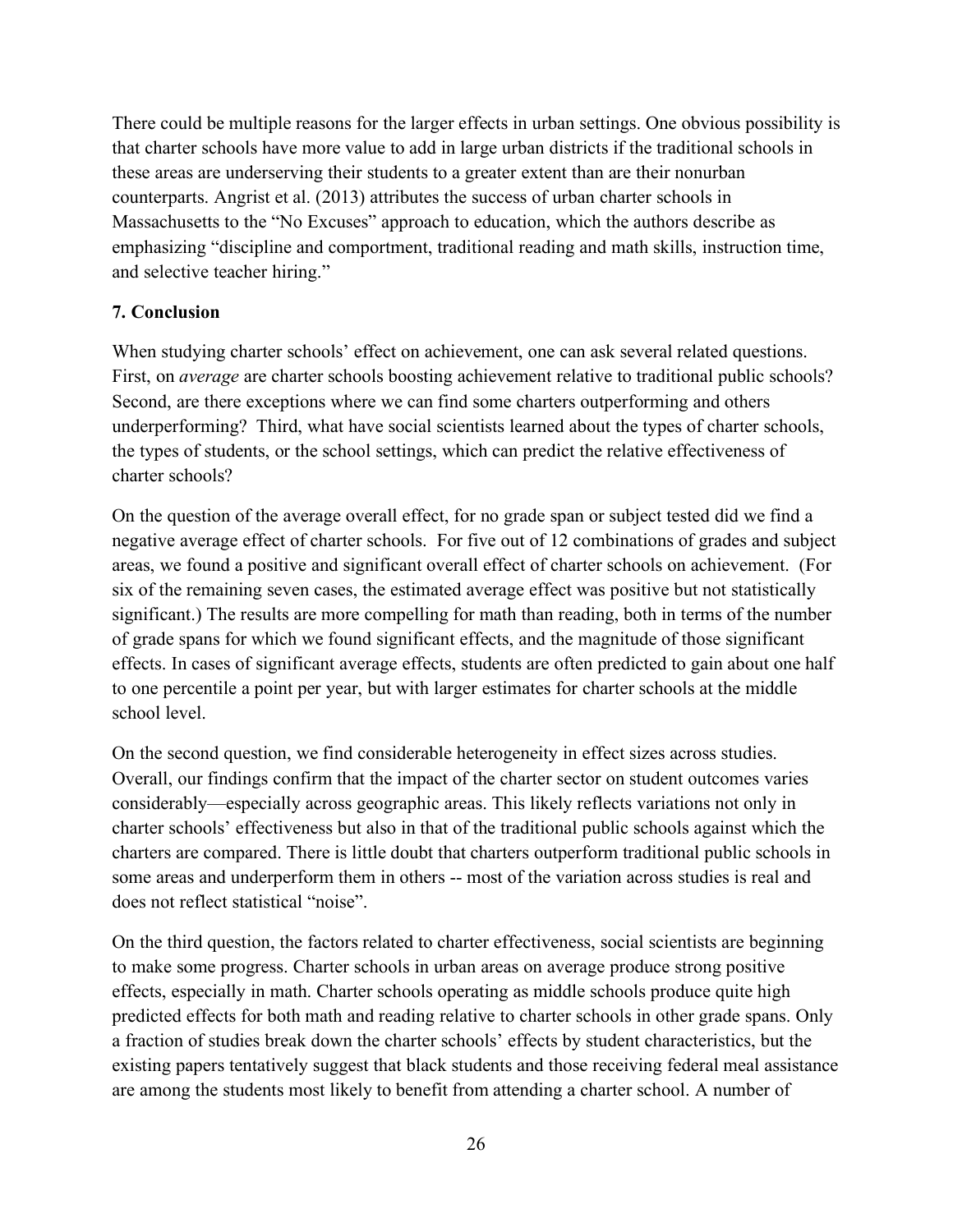There could be multiple reasons for the larger effects in urban settings. One obvious possibility is that charter schools have more value to add in large urban districts if the traditional schools in these areas are underserving their students to a greater extent than are their nonurban counterparts. Angrist et al. (2013) attributes the success of urban charter schools in Massachusetts to the "No Excuses" approach to education, which the authors describe as emphasizing "discipline and comportment, traditional reading and math skills, instruction time, and selective teacher hiring."

## 7. Conclusion

When studying charter schools' effect on achievement, one can ask several related questions. First, on *average* are charter schools boosting achievement relative to traditional public schools? Second, are there exceptions where we can find some charters outperforming and others underperforming? Third, what have social scientists learned about the types of charter schools, the types of students, or the school settings, which can predict the relative effectiveness of charter schools?

On the question of the average overall effect, for no grade span or subject tested did we find a negative average effect of charter schools. For five out of 12 combinations of grades and subject areas, we found a positive and significant overall effect of charter schools on achievement. (For six of the remaining seven cases, the estimated average effect was positive but not statistically significant.) The results are more compelling for math than reading, both in terms of the number of grade spans for which we found significant effects, and the magnitude of those significant effects. In cases of significant average effects, students are often predicted to gain about one half to one percentile a point per year, but with larger estimates for charter schools at the middle school level.

On the second question, we find considerable heterogeneity in effect sizes across studies. Overall, our findings confirm that the impact of the charter sector on student outcomes varies considerably—especially across geographic areas. This likely reflects variations not only in charter schools' effectiveness but also in that of the traditional public schools against which the charters are compared. There is little doubt that charters outperform traditional public schools in some areas and underperform them in others -- most of the variation across studies is real and does not reflect statistical "noise".

On the third question, the factors related to charter effectiveness, social scientists are beginning to make some progress. Charter schools in urban areas on average produce strong positive effects, especially in math. Charter schools operating as middle schools produce quite high predicted effects for both math and reading relative to charter schools in other grade spans. Only a fraction of studies break down the charter schools' effects by student characteristics, but the existing papers tentatively suggest that black students and those receiving federal meal assistance are among the students most likely to benefit from attending a charter school. A number of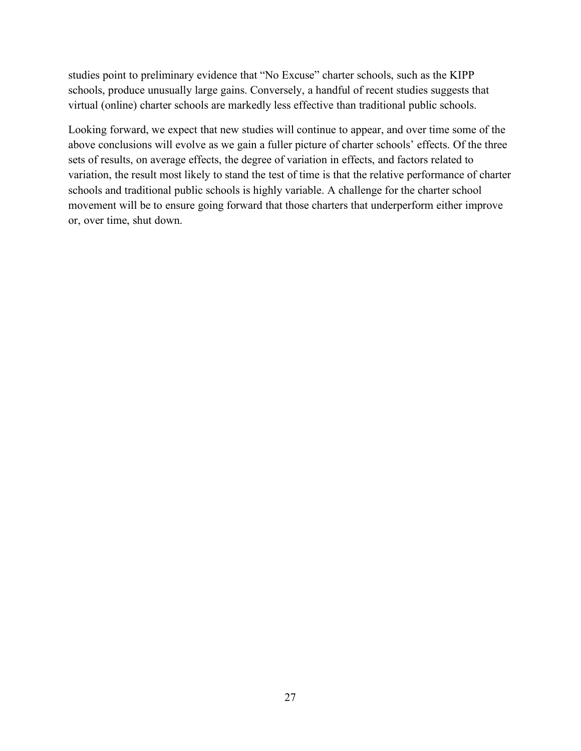studies point to preliminary evidence that “No Excuse” charter schools, such as the KIPP schools, produce unusually large gains. Conversely, a handful of recent studies suggests that virtual (online) charter schools are markedly less effective than traditional public schools.

Looking forward, we expect that new studies will continue to appear, and over time some of the above conclusions will evolve as we gain a fuller picture of charter schools’ effects. Of the three sets of results, on average effects, the degree of variation in effects, and factors related to variation, the result most likely to stand the test of time is that the relative performance of charter schools and traditional public schools is highly variable. A challenge for the charter school movement will be to ensure going forward that those charters that underperform either improve or, over time, shut down.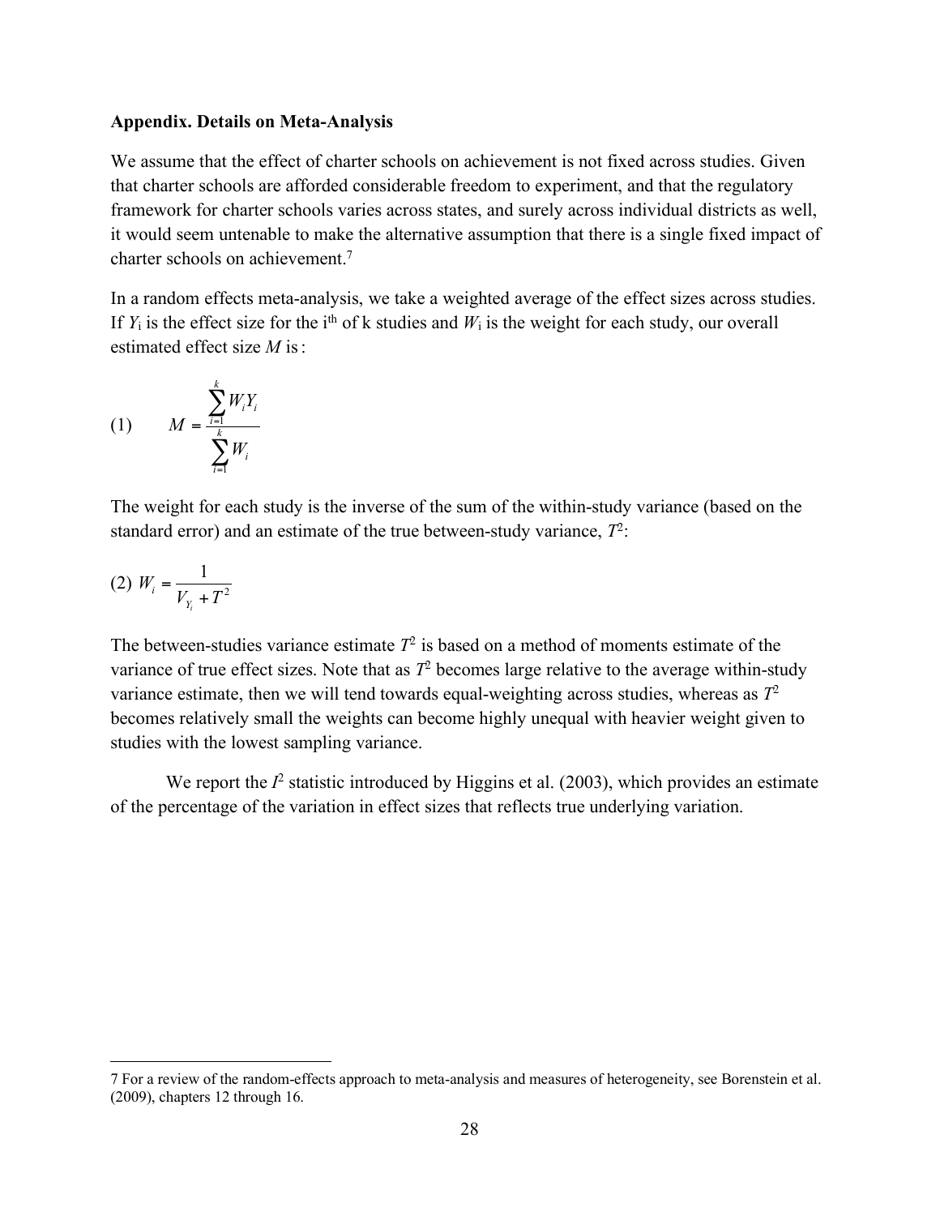**Appendix. Details on Meta-Analysis**

We assume that the effect of charter schools on achievement is not fixed across studies. Given that charter schools are afforded considerable freedom to experiment, and that the regulatory framework for charter schools varies across states, and surely across individual districts as well, it would seem untenable to make the alternative assumption that there is a single fixed impact of charter schools on achievement.[7]

In a random effects meta-analysis, we take a weighted average of the effect sizes across studies. If $Y_i$ is the effect size for the $i^{th}$ of k studies and $W_i$ is the weight for each study, our overall estimated effect size $M$ is:

$$(1) \qquad M = \frac{\sum_{i=1}^{k} W_i Y_i}{\sum_{i=1}^{k} W_i}$$

The weight for each study is the inverse of the sum of the within-study variance (based on the standard error) and an estimate of the true between-study variance, $T^2$:

$$(2) \; W_i = \frac{1}{V_{Y_i} + T^2}$$

The between-studies variance estimate $T^2$ is based on a method of moments estimate of the variance of true effect sizes. Note that as $T^2$ becomes large relative to the average within-study variance estimate, then we will tend towards equal-weighting across studies, whereas as $T^2$ becomes relatively small the weights can become highly unequal with heavier weight given to studies with the lowest sampling variance.

We report the $I^2$ statistic introduced by Higgins et al. (2003), which provides an estimate of the percentage of the variation in effect sizes that reflects true underlying variation.

---

7 For a review of the random-effects approach to meta-analysis and measures of heterogeneity, see Borenstein et al. (2009), chapters 12 through 16.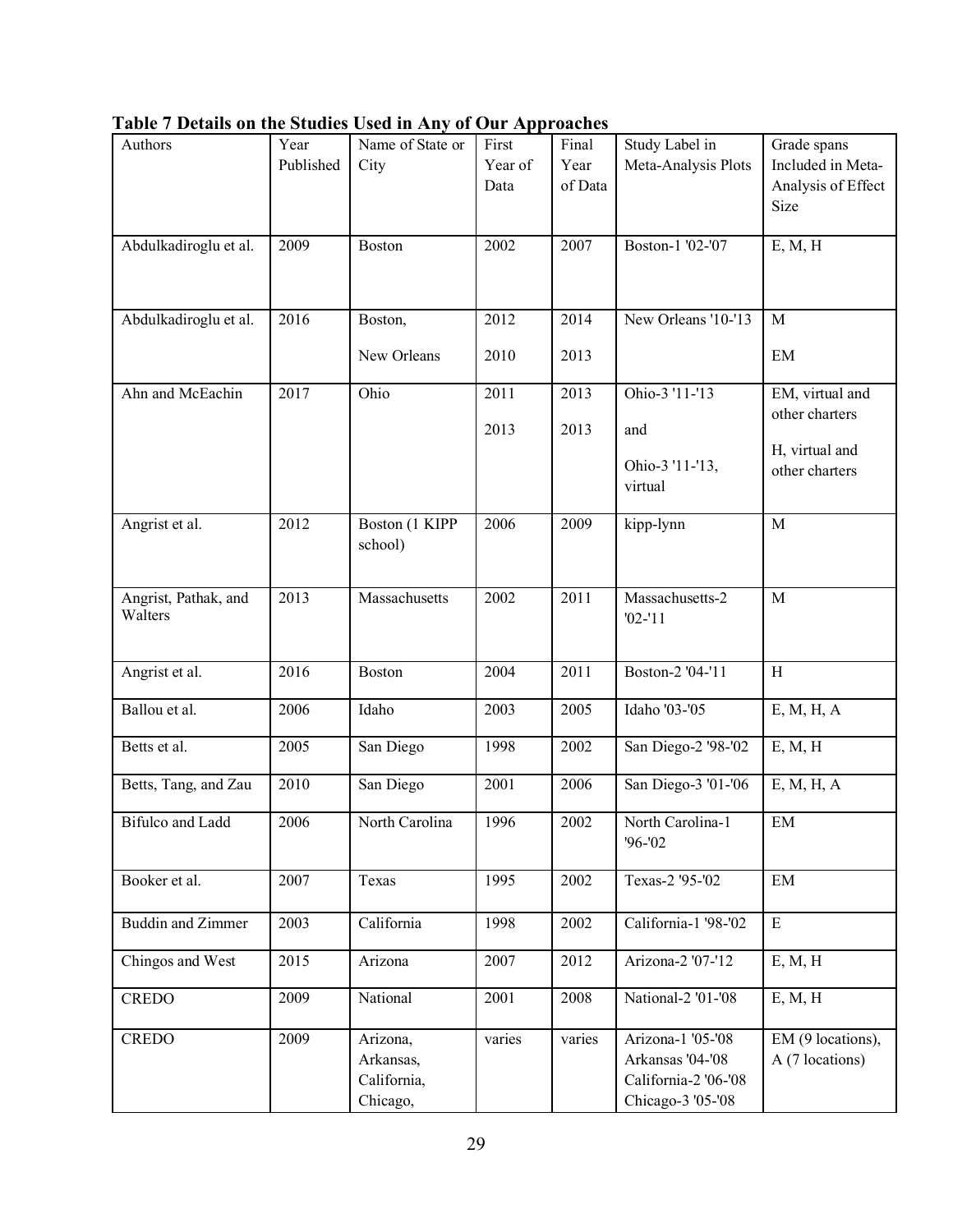**Table 7 Details on the Studies Used in Any of Our Approaches**

| Authors | Year Published | Name of State or City | First Year of Data | Final Year of Data | Study Label in Meta-Analysis Plots | Grade spans Included in Meta-Analysis of Effect Size |
|---|---|---|---|---|---|---|
| Abdulkadiroglu et al. | 2009 | Boston | 2002 | 2007 | Boston-1 '02-'07 | E, M, H |
| Abdulkadiroglu et al. | 2016 | Boston,<br><br>New Orleans | 2012<br><br>2010 | 2014<br><br>2013 | New Orleans '10-'13 | M<br><br>EM |
| Ahn and McEachin | 2017 | Ohio | 2011<br><br>2013 | 2013<br><br>2013 | Ohio-3 '11-'13<br><br>and<br><br>Ohio-3 '11-'13, virtual | EM, virtual and other charters<br><br>H, virtual and other charters |
| Angrist et al. | 2012 | Boston (1 KIPP school) | 2006 | 2009 | kipp-lynn | M |
| Angrist, Pathak, and Walters | 2013 | Massachusetts | 2002 | 2011 | Massachusetts-2 '02-'11 | M |
| Angrist et al. | 2016 | Boston | 2004 | 2011 | Boston-2 '04-'11 | H |
| Ballou et al. | 2006 | Idaho | 2003 | 2005 | Idaho '03-'05 | E, M, H, A |
| Betts et al. | 2005 | San Diego | 1998 | 2002 | San Diego-2 '98-'02 | E, M, H |
| Betts, Tang, and Zau | 2010 | San Diego | 2001 | 2006 | San Diego-3 '01-'06 | E, M, H, A |
| Bifulco and Ladd | 2006 | North Carolina | 1996 | 2002 | North Carolina-1 '96-'02 | EM |
| Booker et al. | 2007 | Texas | 1995 | 2002 | Texas-2 '95-'02 | EM |
| Buddin and Zimmer | 2003 | California | 1998 | 2002 | California-1 '98-'02 | E |
| Chingos and West | 2015 | Arizona | 2007 | 2012 | Arizona-2 '07-'12 | E, M, H |
| CREDO | 2009 | National | 2001 | 2008 | National-2 '01-'08 | E, M, H |
| CREDO | 2009 | Arizona,<br>Arkansas,<br>California,<br>Chicago, | varies | varies | Arizona-1 '05-'08<br>Arkansas '04-'08<br>California-2 '06-'08<br>Chicago-3 '05-'08 | EM (9 locations), A (7 locations) |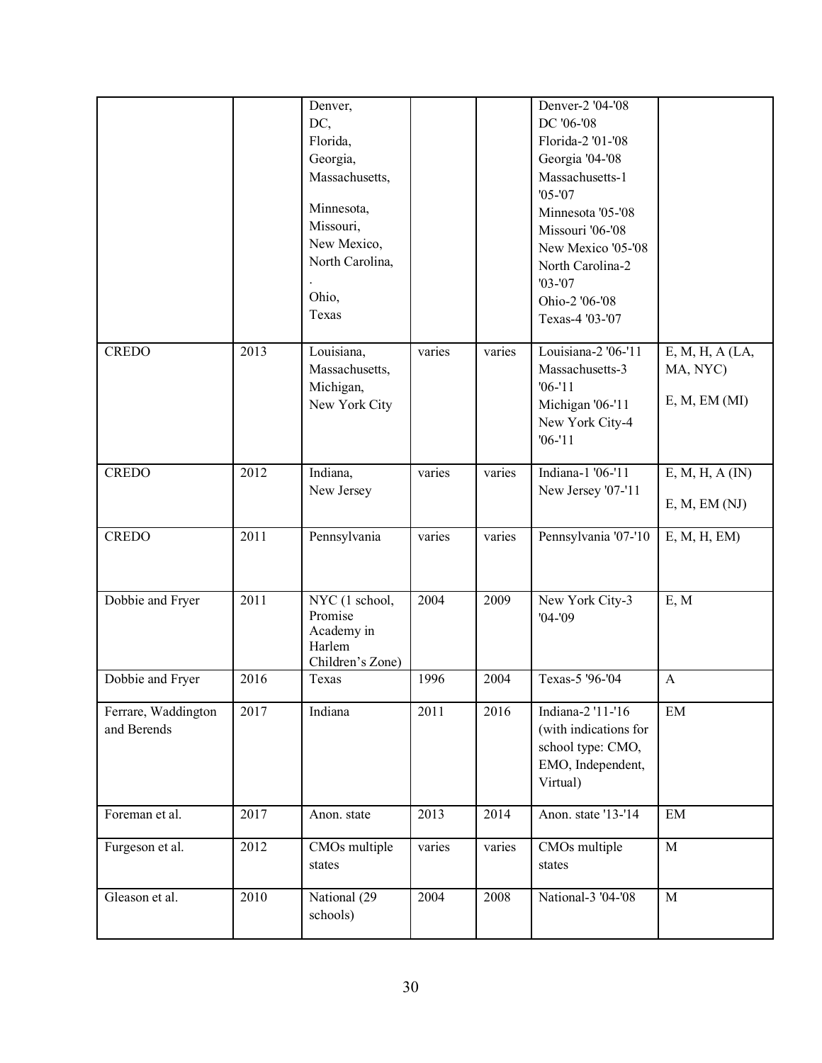| | | | | | | |
|---|---|---|---|---|---|---|
| | | Denver, DC, Florida, Georgia, Massachusetts, Minnesota, Missouri, New Mexico, North Carolina, . Ohio, Texas | | | Denver-2 '04-'08 DC '06-'08 Florida-2 '01-'08 Georgia '04-'08 Massachusetts-1 '05-'07 Minnesota '05-'08 Missouri '06-'08 New Mexico '05-'08 North Carolina-2 '03-'07 Ohio-2 '06-'08 Texas-4 '03-'07 | |
| CREDO | 2013 | Louisiana, Massachusetts, Michigan, New York City | varies | varies | Louisiana-2 '06-'11 Massachusetts-3 '06-'11 Michigan '06-'11 New York City-4 '06-'11 | E, M, H, A (LA, MA, NYC) E, M, EM (MI) |
| CREDO | 2012 | Indiana, New Jersey | varies | varies | Indiana-1 '06-'11 New Jersey '07-'11 | E, M, H, A (IN) E, M, EM (NJ) |
| CREDO | 2011 | Pennsylvania | varies | varies | Pennsylvania '07-'10 | E, M, H, EM) |
| Dobbie and Fryer | 2011 | NYC (1 school, Promise Academy in Harlem Children's Zone) | 2004 | 2009 | New York City-3 '04-'09 | E, M |
| Dobbie and Fryer | 2016 | Texas | 1996 | 2004 | Texas-5 '96-'04 | A |
| Ferrare, Waddington and Berends | 2017 | Indiana | 2011 | 2016 | Indiana-2 '11-'16 (with indications for school type: CMO, EMO, Independent, Virtual) | EM |
| Foreman et al. | 2017 | Anon. state | 2013 | 2014 | Anon. state '13-'14 | EM |
| Furgeson et al. | 2012 | CMOs multiple states | varies | varies | CMOs multiple states | M |
| Gleason et al. | 2010 | National (29 schools) | 2004 | 2008 | National-3 '04-'08 | M |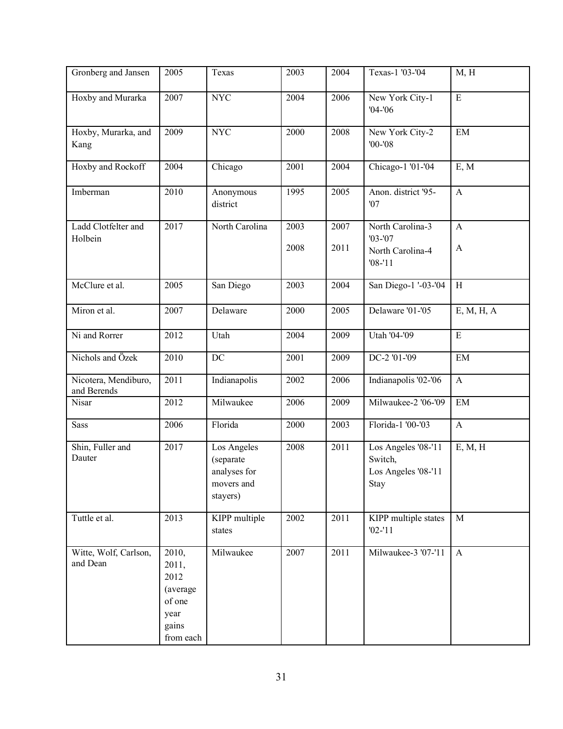| Gronberg and Jansen | 2005 | Texas | 2003 | 2004 | Texas-1 '03-'04 | M, H |
|---|---|---|---|---|---|---|
| Hoxby and Murarka | 2007 | NYC | 2004 | 2006 | New York City-1 '04-'06 | E |
| Hoxby, Murarka, and Kang | 2009 | NYC | 2000 | 2008 | New York City-2 '00-'08 | EM |
| Hoxby and Rockoff | 2004 | Chicago | 2001 | 2004 | Chicago-1 '01-'04 | E, M |
| Imberman | 2010 | Anonymous district | 1995 | 2005 | Anon. district '95-'07 | A |
| Ladd Clotfelter and Holbein | 2017 | North Carolina | 2003<br>2008 | 2007<br>2011 | North Carolina-3 '03-'07<br>North Carolina-4 '08-'11 | A<br>A |
| McClure et al. | 2005 | San Diego | 2003 | 2004 | San Diego-1 '-03-'04 | H |
| Miron et al. | 2007 | Delaware | 2000 | 2005 | Delaware '01-'05 | E, M, H, A |
| Ni and Rorrer | 2012 | Utah | 2004 | 2009 | Utah '04-'09 | E |
| Nichols and Özek | 2010 | DC | 2001 | 2009 | DC-2 '01-'09 | EM |
| Nicotera, Mendiburo, and Berends | 2011 | Indianapolis | 2002 | 2006 | Indianapolis '02-'06 | A |
| Nisar | 2012 | Milwaukee | 2006 | 2009 | Milwaukee-2 '06-'09 | EM |
| Sass | 2006 | Florida | 2000 | 2003 | Florida-1 '00-'03 | A |
| Shin, Fuller and Dauter | 2017 | Los Angeles (separate analyses for movers and stayers) | 2008 | 2011 | Los Angeles '08-'11 Switch,<br>Los Angeles '08-'11 Stay | E, M, H |
| Tuttle et al. | 2013 | KIPP multiple states | 2002 | 2011 | KIPP multiple states '02-'11 | M |
| Witte, Wolf, Carlson, and Dean | 2010, 2011, 2012 (average of one year gains from each | Milwaukee | 2007 | 2011 | Milwaukee-3 '07-'11 | A |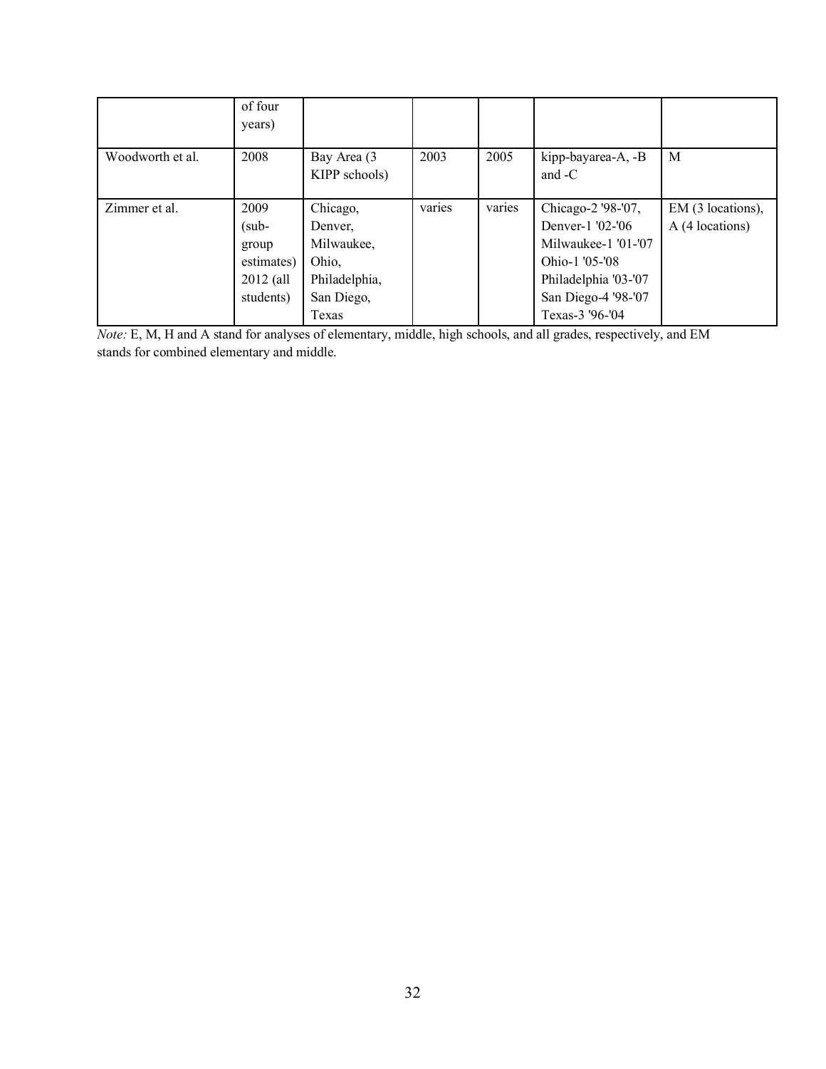|  |  |  |  |  |  |  |
|---|---|---|---|---|---|---|
|  | of four years) |  |  |  |  |  |
| Woodworth et al. | 2008 | Bay Area (3 KIPP schools) | 2003 | 2005 | kipp-bayarea-A, -B and -C | M |
| Zimmer et al. | 2009 (sub-group estimates) 2012 (all students) | Chicago, Denver, Milwaukee, Ohio, Philadelphia, San Diego, Texas | varies | varies | Chicago-2 '98-'07, Denver-1 '02-'06 Milwaukee-1 '01-'07 Ohio-1 '05-'08 Philadelphia '03-'07 San Diego-4 '98-'07 Texas-3 '96-'04 | EM (3 locations), A (4 locations) |

*Note:* E, M, H and A stand for analyses of elementary, middle, high schools, and all grades, respectively, and EM stands for combined elementary and middle.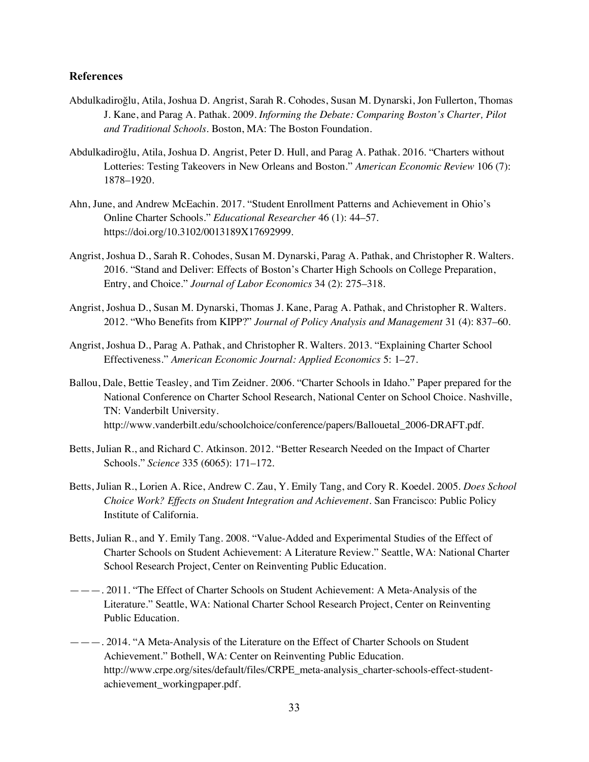## References

Abdulkadiroğlu, Atila, Joshua D. Angrist, Sarah R. Cohodes, Susan M. Dynarski, Jon Fullerton, Thomas J. Kane, and Parag A. Pathak. 2009. *Informing the Debate: Comparing Boston's Charter, Pilot and Traditional Schools*. Boston, MA: The Boston Foundation.

Abdulkadiroğlu, Atila, Joshua D. Angrist, Peter D. Hull, and Parag A. Pathak. 2016. "Charters without Lotteries: Testing Takeovers in New Orleans and Boston." *American Economic Review* 106 (7): 1878–1920.

Ahn, June, and Andrew McEachin. 2017. "Student Enrollment Patterns and Achievement in Ohio's Online Charter Schools." *Educational Researcher* 46 (1): 44–57. https://doi.org/10.3102/0013189X17692999.

Angrist, Joshua D., Sarah R. Cohodes, Susan M. Dynarski, Parag A. Pathak, and Christopher R. Walters. 2016. "Stand and Deliver: Effects of Boston's Charter High Schools on College Preparation, Entry, and Choice." *Journal of Labor Economics* 34 (2): 275–318.

Angrist, Joshua D., Susan M. Dynarski, Thomas J. Kane, Parag A. Pathak, and Christopher R. Walters. 2012. "Who Benefits from KIPP?" *Journal of Policy Analysis and Management* 31 (4): 837–60.

Angrist, Joshua D., Parag A. Pathak, and Christopher R. Walters. 2013. "Explaining Charter School Effectiveness." *American Economic Journal: Applied Economics* 5: 1–27.

Ballou, Dale, Bettie Teasley, and Tim Zeidner. 2006. "Charter Schools in Idaho." Paper prepared for the National Conference on Charter School Research, National Center on School Choice. Nashville, TN: Vanderbilt University. http://www.vanderbilt.edu/schoolchoice/conference/papers/Ballouetal_2006-DRAFT.pdf.

Betts, Julian R., and Richard C. Atkinson. 2012. "Better Research Needed on the Impact of Charter Schools." *Science* 335 (6065): 171–172.

Betts, Julian R., Lorien A. Rice, Andrew C. Zau, Y. Emily Tang, and Cory R. Koedel. 2005. *Does School Choice Work? Effects on Student Integration and Achievement*. San Francisco: Public Policy Institute of California.

Betts, Julian R., and Y. Emily Tang. 2008. "Value-Added and Experimental Studies of the Effect of Charter Schools on Student Achievement: A Literature Review." Seattle, WA: National Charter School Research Project, Center on Reinventing Public Education.

———. 2011. "The Effect of Charter Schools on Student Achievement: A Meta-Analysis of the Literature." Seattle, WA: National Charter School Research Project, Center on Reinventing Public Education.

———. 2014. "A Meta-Analysis of the Literature on the Effect of Charter Schools on Student Achievement." Bothell, WA: Center on Reinventing Public Education. http://www.crpe.org/sites/default/files/CRPE_meta-analysis_charter-schools-effect-student-achievement_workingpaper.pdf.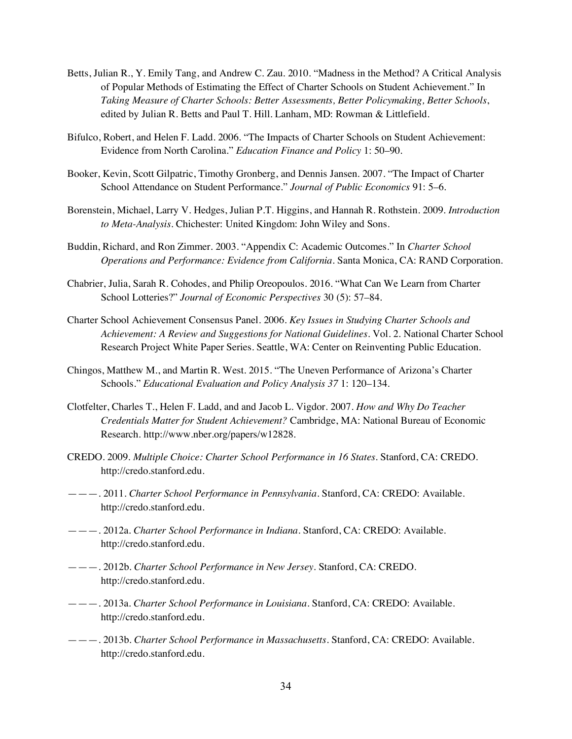Betts, Julian R., Y. Emily Tang, and Andrew C. Zau. 2010. "Madness in the Method? A Critical Analysis of Popular Methods of Estimating the Effect of Charter Schools on Student Achievement." In *Taking Measure of Charter Schools: Better Assessments, Better Policymaking, Better Schools*, edited by Julian R. Betts and Paul T. Hill. Lanham, MD: Rowman & Littlefield.

Bifulco, Robert, and Helen F. Ladd. 2006. "The Impacts of Charter Schools on Student Achievement: Evidence from North Carolina." *Education Finance and Policy* 1: 50–90.

Booker, Kevin, Scott Gilpatric, Timothy Gronberg, and Dennis Jansen. 2007. "The Impact of Charter School Attendance on Student Performance." *Journal of Public Economics* 91: 5–6.

Borenstein, Michael, Larry V. Hedges, Julian P.T. Higgins, and Hannah R. Rothstein. 2009. *Introduction to Meta-Analysis*. Chichester: United Kingdom: John Wiley and Sons.

Buddin, Richard, and Ron Zimmer. 2003. "Appendix C: Academic Outcomes." In *Charter School Operations and Performance: Evidence from California*. Santa Monica, CA: RAND Corporation.

Chabrier, Julia, Sarah R. Cohodes, and Philip Oreopoulos. 2016. "What Can We Learn from Charter School Lotteries?" *Journal of Economic Perspectives* 30 (5): 57–84.

Charter School Achievement Consensus Panel. 2006. *Key Issues in Studying Charter Schools and Achievement: A Review and Suggestions for National Guidelines*. Vol. 2. National Charter School Research Project White Paper Series. Seattle, WA: Center on Reinventing Public Education.

Chingos, Matthew M., and Martin R. West. 2015. "The Uneven Performance of Arizona's Charter Schools." *Educational Evaluation and Policy Analysis 37* 1: 120–134.

Clotfelter, Charles T., Helen F. Ladd, and and Jacob L. Vigdor. 2007. *How and Why Do Teacher Credentials Matter for Student Achievement?* Cambridge, MA: National Bureau of Economic Research. http://www.nber.org/papers/w12828.

CREDO. 2009. *Multiple Choice: Charter School Performance in 16 States*. Stanford, CA: CREDO. http://credo.stanford.edu.

———. 2011. *Charter School Performance in Pennsylvania*. Stanford, CA: CREDO: Available. http://credo.stanford.edu.

———. 2012a. *Charter School Performance in Indiana*. Stanford, CA: CREDO: Available. http://credo.stanford.edu.

———. 2012b. *Charter School Performance in New Jersey*. Stanford, CA: CREDO. http://credo.stanford.edu.

———. 2013a. *Charter School Performance in Louisiana*. Stanford, CA: CREDO: Available. http://credo.stanford.edu.

———. 2013b. *Charter School Performance in Massachusetts*. Stanford, CA: CREDO: Available. http://credo.stanford.edu.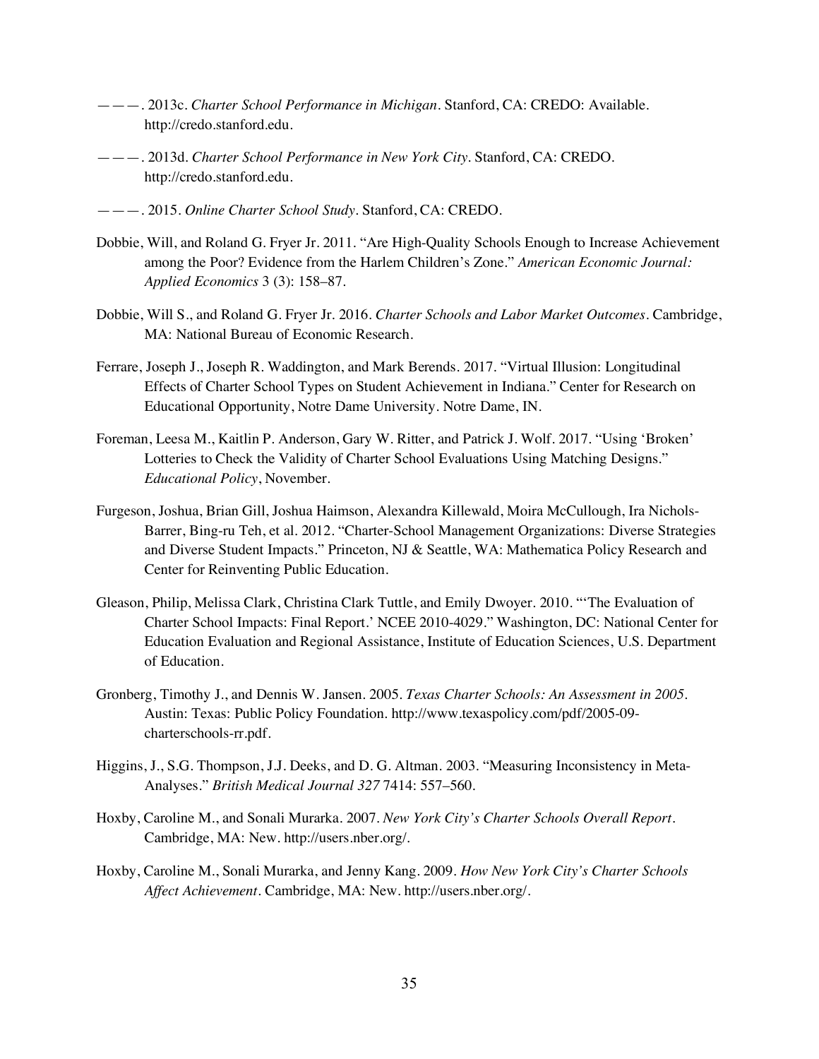———. 2013c. *Charter School Performance in Michigan*. Stanford, CA: CREDO: Available. http://credo.stanford.edu.

———. 2013d. *Charter School Performance in New York City*. Stanford, CA: CREDO. http://credo.stanford.edu.

———. 2015. *Online Charter School Study*. Stanford, CA: CREDO.

Dobbie, Will, and Roland G. Fryer Jr. 2011. "Are High-Quality Schools Enough to Increase Achievement among the Poor? Evidence from the Harlem Children's Zone." *American Economic Journal: Applied Economics* 3 (3): 158–87.

Dobbie, Will S., and Roland G. Fryer Jr. 2016. *Charter Schools and Labor Market Outcomes*. Cambridge, MA: National Bureau of Economic Research.

Ferrare, Joseph J., Joseph R. Waddington, and Mark Berends. 2017. "Virtual Illusion: Longitudinal Effects of Charter School Types on Student Achievement in Indiana." Center for Research on Educational Opportunity, Notre Dame University. Notre Dame, IN.

Foreman, Leesa M., Kaitlin P. Anderson, Gary W. Ritter, and Patrick J. Wolf. 2017. "Using 'Broken' Lotteries to Check the Validity of Charter School Evaluations Using Matching Designs." *Educational Policy*, November.

Furgeson, Joshua, Brian Gill, Joshua Haimson, Alexandra Killewald, Moira McCullough, Ira Nichols-Barrer, Bing-ru Teh, et al. 2012. "Charter-School Management Organizations: Diverse Strategies and Diverse Student Impacts." Princeton, NJ & Seattle, WA: Mathematica Policy Research and Center for Reinventing Public Education.

Gleason, Philip, Melissa Clark, Christina Clark Tuttle, and Emily Dwoyer. 2010. "'The Evaluation of Charter School Impacts: Final Report.' NCEE 2010-4029." Washington, DC: National Center for Education Evaluation and Regional Assistance, Institute of Education Sciences, U.S. Department of Education.

Gronberg, Timothy J., and Dennis W. Jansen. 2005. *Texas Charter Schools: An Assessment in 2005*. Austin: Texas: Public Policy Foundation. http://www.texaspolicy.com/pdf/2005-09-charterschools-rr.pdf.

Higgins, J., S.G. Thompson, J.J. Deeks, and D. G. Altman. 2003. "Measuring Inconsistency in Meta-Analyses." *British Medical Journal 327* 7414: 557–560.

Hoxby, Caroline M., and Sonali Murarka. 2007. *New York City's Charter Schools Overall Report*. Cambridge, MA: New. http://users.nber.org/.

Hoxby, Caroline M., Sonali Murarka, and Jenny Kang. 2009. *How New York City's Charter Schools Affect Achievement*. Cambridge, MA: New. http://users.nber.org/.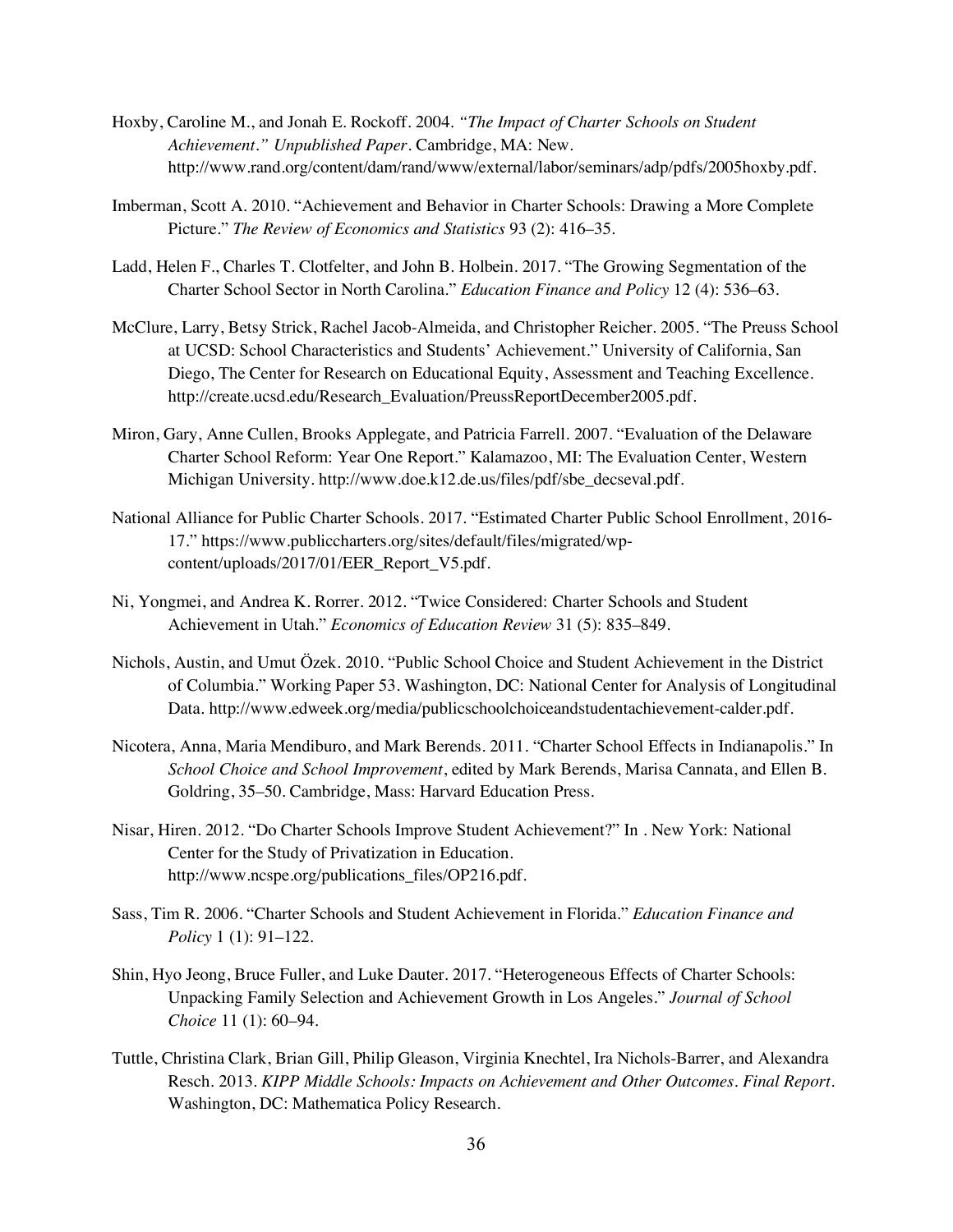Hoxby, Caroline M., and Jonah E. Rockoff. 2004. *"The Impact of Charter Schools on Student Achievement." Unpublished Paper*. Cambridge, MA: New. http://www.rand.org/content/dam/rand/www/external/labor/seminars/adp/pdfs/2005hoxby.pdf.

Imberman, Scott A. 2010. "Achievement and Behavior in Charter Schools: Drawing a More Complete Picture." *The Review of Economics and Statistics* 93 (2): 416–35.

Ladd, Helen F., Charles T. Clotfelter, and John B. Holbein. 2017. "The Growing Segmentation of the Charter School Sector in North Carolina." *Education Finance and Policy* 12 (4): 536–63.

McClure, Larry, Betsy Strick, Rachel Jacob-Almeida, and Christopher Reicher. 2005. "The Preuss School at UCSD: School Characteristics and Students' Achievement." University of California, San Diego, The Center for Research on Educational Equity, Assessment and Teaching Excellence. http://create.ucsd.edu/Research_Evaluation/PreussReportDecember2005.pdf.

Miron, Gary, Anne Cullen, Brooks Applegate, and Patricia Farrell. 2007. "Evaluation of the Delaware Charter School Reform: Year One Report." Kalamazoo, MI: The Evaluation Center, Western Michigan University. http://www.doe.k12.de.us/files/pdf/sbe_decseval.pdf.

National Alliance for Public Charter Schools. 2017. "Estimated Charter Public School Enrollment, 2016-17." https://www.publiccharters.org/sites/default/files/migrated/wp-content/uploads/2017/01/EER_Report_V5.pdf.

Ni, Yongmei, and Andrea K. Rorrer. 2012. "Twice Considered: Charter Schools and Student Achievement in Utah." *Economics of Education Review* 31 (5): 835–849.

Nichols, Austin, and Umut Özek. 2010. "Public School Choice and Student Achievement in the District of Columbia." Working Paper 53. Washington, DC: National Center for Analysis of Longitudinal Data. http://www.edweek.org/media/publicschoolchoiceandstudentachievement-calder.pdf.

Nicotera, Anna, Maria Mendiburo, and Mark Berends. 2011. "Charter School Effects in Indianapolis." In *School Choice and School Improvement*, edited by Mark Berends, Marisa Cannata, and Ellen B. Goldring, 35–50. Cambridge, Mass: Harvard Education Press.

Nisar, Hiren. 2012. "Do Charter Schools Improve Student Achievement?" In . New York: National Center for the Study of Privatization in Education. http://www.ncspe.org/publications_files/OP216.pdf.

Sass, Tim R. 2006. "Charter Schools and Student Achievement in Florida." *Education Finance and Policy* 1 (1): 91–122.

Shin, Hyo Jeong, Bruce Fuller, and Luke Dauter. 2017. "Heterogeneous Effects of Charter Schools: Unpacking Family Selection and Achievement Growth in Los Angeles." *Journal of School Choice* 11 (1): 60–94.

Tuttle, Christina Clark, Brian Gill, Philip Gleason, Virginia Knechtel, Ira Nichols-Barrer, and Alexandra Resch. 2013. *KIPP Middle Schools: Impacts on Achievement and Other Outcomes. Final Report*. Washington, DC: Mathematica Policy Research.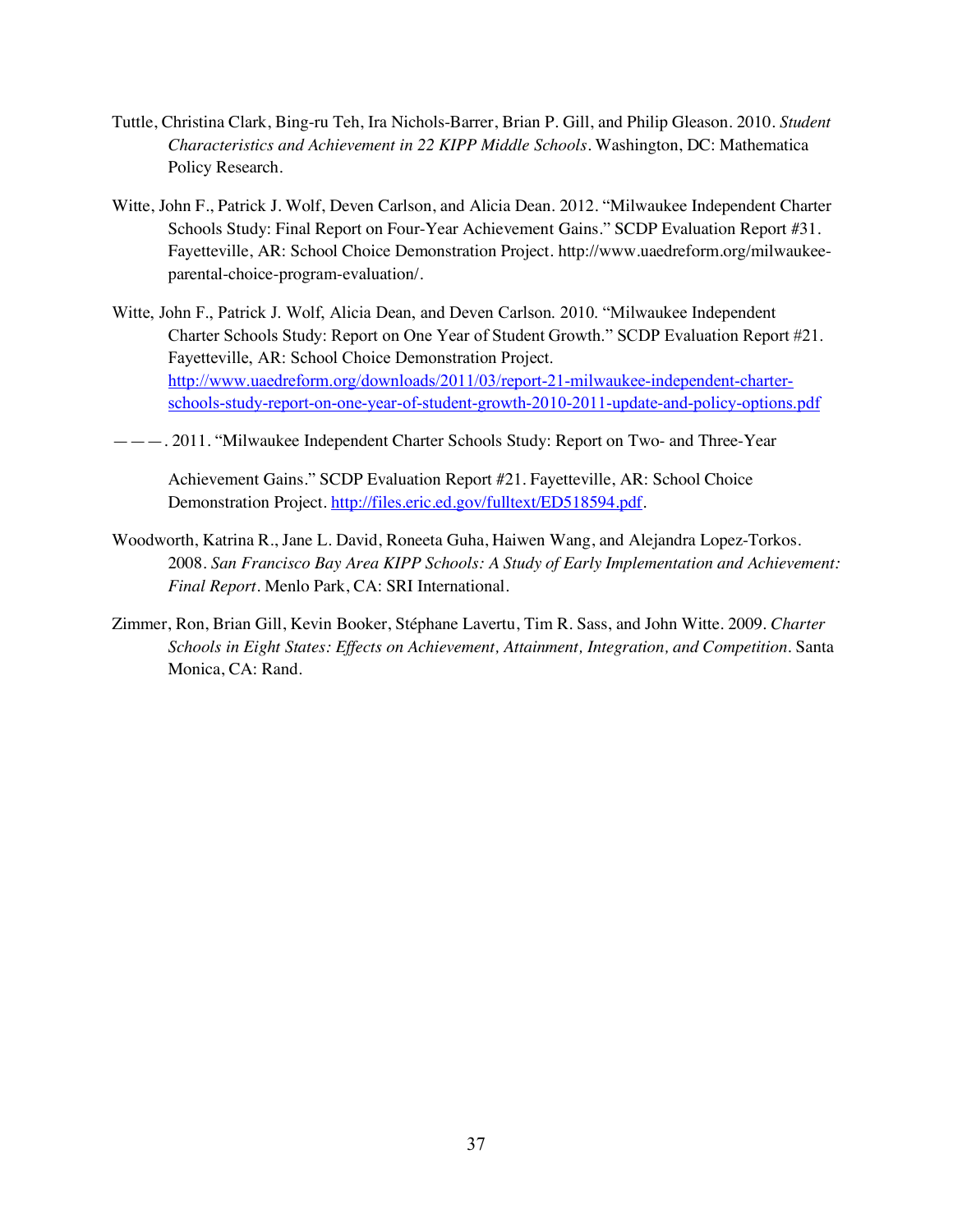Tuttle, Christina Clark, Bing-ru Teh, Ira Nichols-Barrer, Brian P. Gill, and Philip Gleason. 2010. *Student Characteristics and Achievement in 22 KIPP Middle Schools*. Washington, DC: Mathematica Policy Research.

Witte, John F., Patrick J. Wolf, Deven Carlson, and Alicia Dean. 2012. "Milwaukee Independent Charter Schools Study: Final Report on Four-Year Achievement Gains." SCDP Evaluation Report #31. Fayetteville, AR: School Choice Demonstration Project. http://www.uaedreform.org/milwaukee-parental-choice-program-evaluation/.

Witte, John F., Patrick J. Wolf, Alicia Dean, and Deven Carlson. 2010. "Milwaukee Independent Charter Schools Study: Report on One Year of Student Growth." SCDP Evaluation Report #21. Fayetteville, AR: School Choice Demonstration Project. http://www.uaedreform.org/downloads/2011/03/report-21-milwaukee-independent-charter-schools-study-report-on-one-year-of-student-growth-2010-2011-update-and-policy-options.pdf

———. 2011. "Milwaukee Independent Charter Schools Study: Report on Two- and Three-Year Achievement Gains." SCDP Evaluation Report #21. Fayetteville, AR: School Choice Demonstration Project. http://files.eric.ed.gov/fulltext/ED518594.pdf.

Woodworth, Katrina R., Jane L. David, Roneeta Guha, Haiwen Wang, and Alejandra Lopez-Torkos. 2008. *San Francisco Bay Area KIPP Schools: A Study of Early Implementation and Achievement: Final Report*. Menlo Park, CA: SRI International.

Zimmer, Ron, Brian Gill, Kevin Booker, Stéphane Lavertu, Tim R. Sass, and John Witte. 2009. *Charter Schools in Eight States: Effects on Achievement, Attainment, Integration, and Competition*. Santa Monica, CA: Rand.